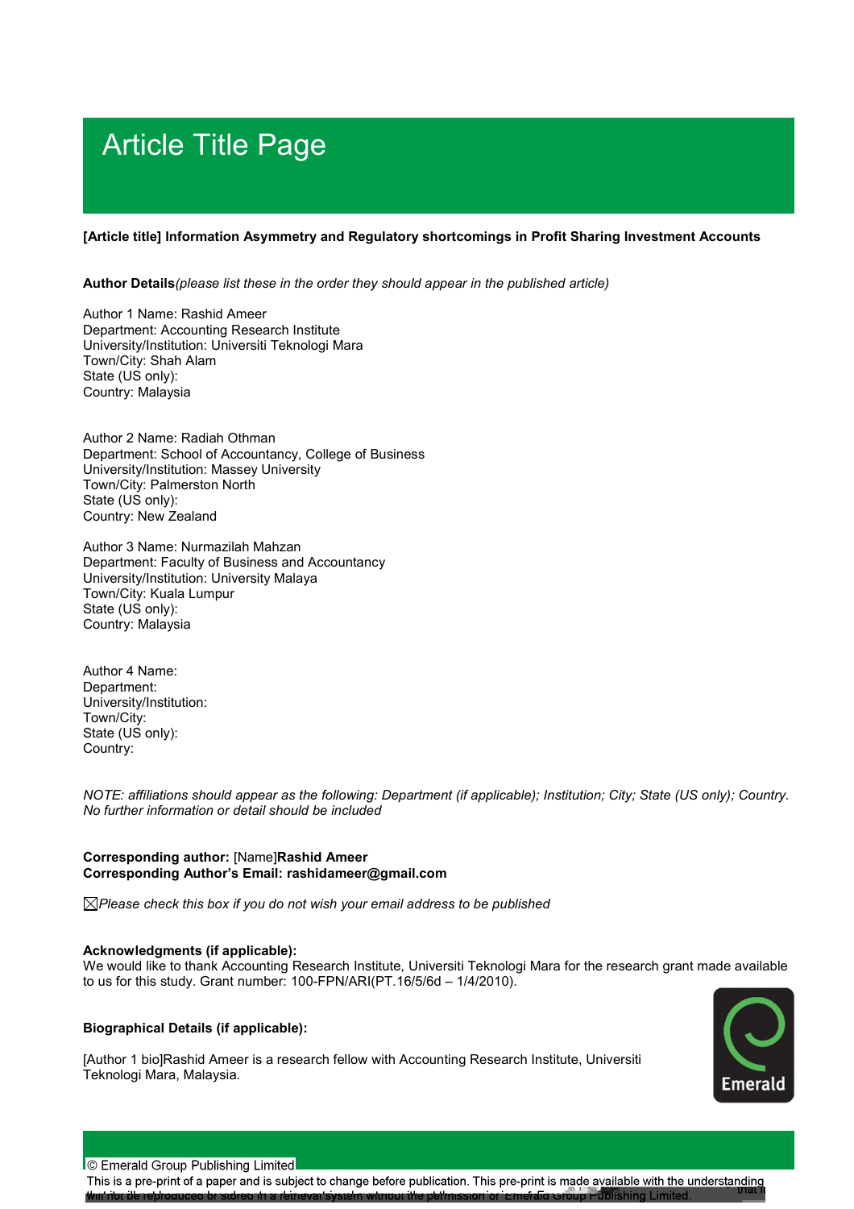# Article Title Page

**[Article title] Information Asymmetry and Regulatory shortcomings in Profit Sharing Investment Accounts**

**Author Details***(please list these in the order they should appear in the published article)*

Author 1 Name: Rashid Ameer
Department: Accounting Research Institute
University/Institution: Universiti Teknologi Mara
Town/City: Shah Alam
State (US only):
Country: Malaysia

Author 2 Name: Radiah Othman
Department: School of Accountancy, College of Business
University/Institution: Massey University
Town/City: Palmerston North
State (US only):
Country: New Zealand

Author 3 Name: Nurmazilah Mahzan
Department: Faculty of Business and Accountancy
University/Institution: University Malaya
Town/City: Kuala Lumpur
State (US only):
Country: Malaysia

Author 4 Name:
Department:
University/Institution:
Town/City:
State (US only):
Country:

*NOTE: affiliations should appear as the following: Department (if applicable); Institution; City; State (US only); Country. No further information or detail should be included*

**Corresponding author:** [Name]**Rashid Ameer**
**Corresponding Author's Email: rashidameer@gmail.com**

☒*Please check this box if you do not wish your email address to be published*

**Acknowledgments (if applicable):**
We would like to thank Accounting Research Institute, Universiti Teknologi Mara for the research grant made available to us for this study. Grant number: 100-FPN/ARI(PT.16/5/6d – 1/4/2010).

**Biographical Details (if applicable):**

[Author 1 bio]Rashid Ameer is a research fellow with Accounting Research Institute, Universiti Teknologi Mara, Malaysia.

© Emerald Group Publishing Limited
This is a pre-print of a paper and is subject to change before publication. This pre-print is made available with the understanding that it will not be reproduced or stored in a retrieval system without the permission of Emerald Group Publishing Limited.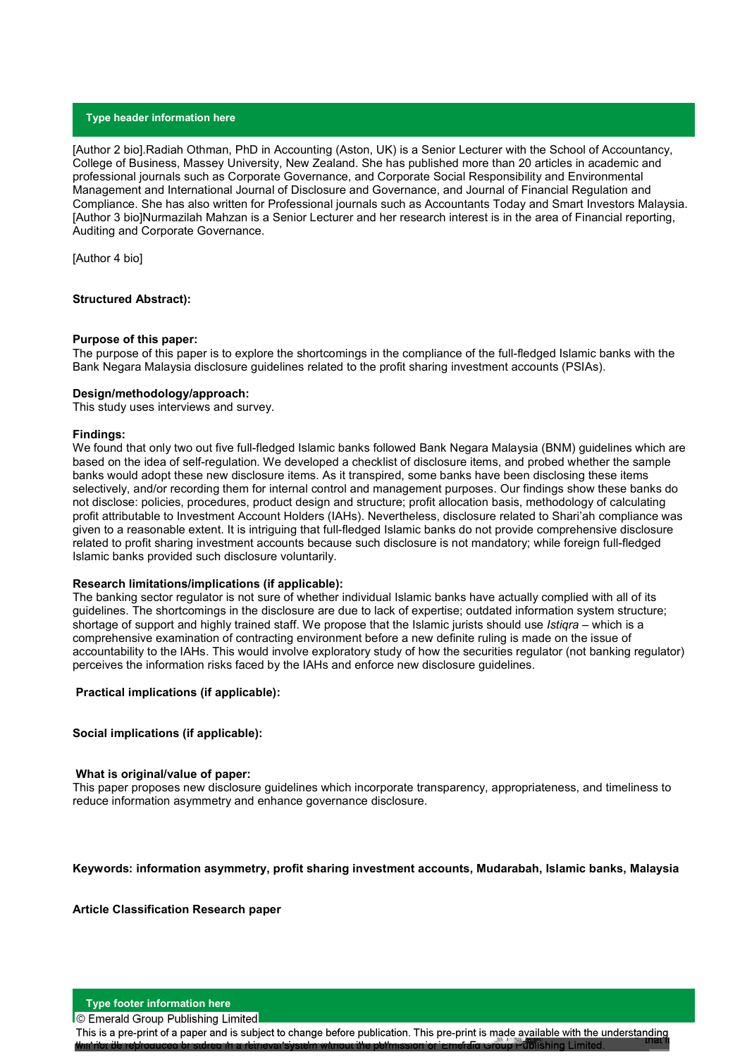[Author 2 bio].Radiah Othman, PhD in Accounting (Aston, UK) is a Senior Lecturer with the School of Accountancy, College of Business, Massey University, New Zealand. She has published more than 20 articles in academic and professional journals such as Corporate Governance, and Corporate Social Responsibility and Environmental Management and International Journal of Disclosure and Governance, and Journal of Financial Regulation and Compliance. She has also written for Professional journals such as Accountants Today and Smart Investors Malaysia. [Author 3 bio]Nurmazilah Mahzan is a Senior Lecturer and her research interest is in the area of Financial reporting, Auditing and Corporate Governance.

[Author 4 bio]

**Structured Abstract):**

**Purpose of this paper:**
The purpose of this paper is to explore the shortcomings in the compliance of the full-fledged Islamic banks with the Bank Negara Malaysia disclosure guidelines related to the profit sharing investment accounts (PSIAs).

**Design/methodology/approach:**
This study uses interviews and survey.

**Findings:**
We found that only two out five full-fledged Islamic banks followed Bank Negara Malaysia (BNM) guidelines which are based on the idea of self-regulation. We developed a checklist of disclosure items, and probed whether the sample banks would adopt these new disclosure items. As it transpired, some banks have been disclosing these items selectively, and/or recording them for internal control and management purposes. Our findings show these banks do not disclose: policies, procedures, product design and structure; profit allocation basis, methodology of calculating profit attributable to Investment Account Holders (IAHs). Nevertheless, disclosure related to Shari'ah compliance was given to a reasonable extent. It is intriguing that full-fledged Islamic banks do not provide comprehensive disclosure related to profit sharing investment accounts because such disclosure is not mandatory; while foreign full-fledged Islamic banks provided such disclosure voluntarily.

**Research limitations/implications (if applicable):**
The banking sector regulator is not sure of whether individual Islamic banks have actually complied with all of its guidelines. The shortcomings in the disclosure are due to lack of expertise; outdated information system structure; shortage of support and highly trained staff. We propose that the Islamic jurists should use *Istiqra* – which is a comprehensive examination of contracting environment before a new definite ruling is made on the issue of accountability to the IAHs. This would involve exploratory study of how the securities regulator (not banking regulator) perceives the information risks faced by the IAHs and enforce new disclosure guidelines.

**Practical implications (if applicable):**

**Social implications (if applicable):**

**What is original/value of paper:**
This paper proposes new disclosure guidelines which incorporate transparency, appropriateness, and timeliness to reduce information asymmetry and enhance governance disclosure.

**Keywords: information asymmetry, profit sharing investment accounts, Mudarabah, Islamic banks, Malaysia**

**Article Classification Research paper**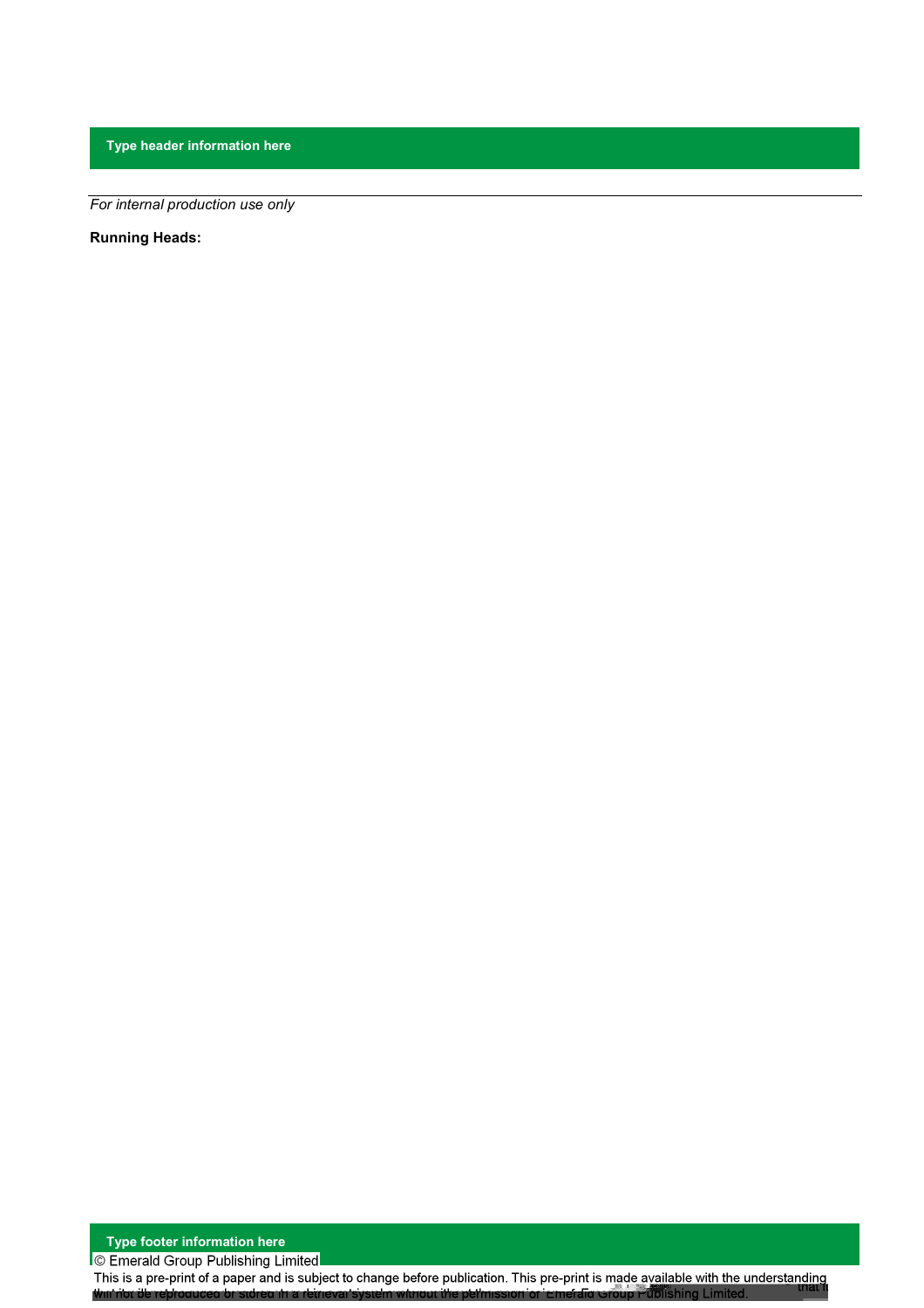*For internal production use only*

**Running Heads:**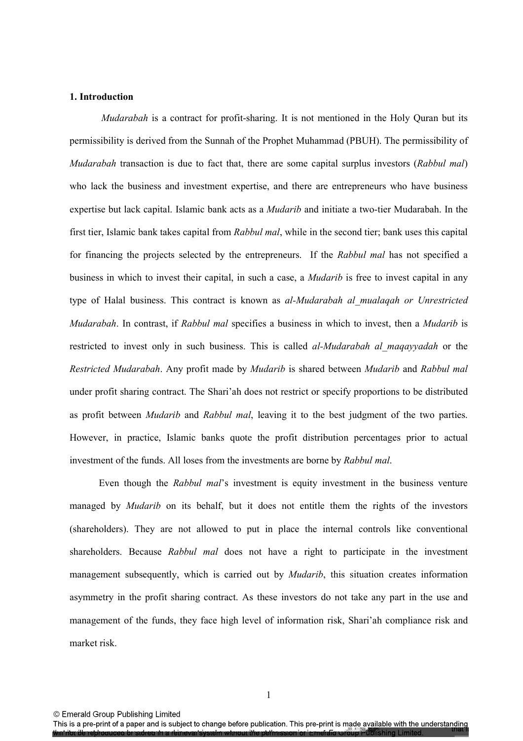## 1. Introduction

*Mudarabah* is a contract for profit-sharing. It is not mentioned in the Holy Quran but its permissibility is derived from the Sunnah of the Prophet Muhammad (PBUH). The permissibility of *Mudarabah* transaction is due to fact that, there are some capital surplus investors (*Rabbul mal*) who lack the business and investment expertise, and there are entrepreneurs who have business expertise but lack capital. Islamic bank acts as a *Mudarib* and initiate a two-tier Mudarabah. In the first tier, Islamic bank takes capital from *Rabbul mal*, while in the second tier; bank uses this capital for financing the projects selected by the entrepreneurs. If the *Rabbul mal* has not specified a business in which to invest their capital, in such a case, a *Mudarib* is free to invest capital in any type of Halal business. This contract is known as *al-Mudarabah al_mualaqah or Unrestricted Mudarabah*. In contrast, if *Rabbul mal* specifies a business in which to invest, then a *Mudarib* is restricted to invest only in such business. This is called *al-Mudarabah al_maqayyadah* or the *Restricted Mudarabah*. Any profit made by *Mudarib* is shared between *Mudarib* and *Rabbul mal* under profit sharing contract. The Shari'ah does not restrict or specify proportions to be distributed as profit between *Mudarib* and *Rabbul mal*, leaving it to the best judgment of the two parties. However, in practice, Islamic banks quote the profit distribution percentages prior to actual investment of the funds. All loses from the investments are borne by *Rabbul mal*.

Even though the *Rabbul mal*'s investment is equity investment in the business venture managed by *Mudarib* on its behalf, but it does not entitle them the rights of the investors (shareholders). They are not allowed to put in place the internal controls like conventional shareholders. Because *Rabbul mal* does not have a right to participate in the investment management subsequently, which is carried out by *Mudarib*, this situation creates information asymmetry in the profit sharing contract. As these investors do not take any part in the use and management of the funds, they face high level of information risk, Shari'ah compliance risk and market risk.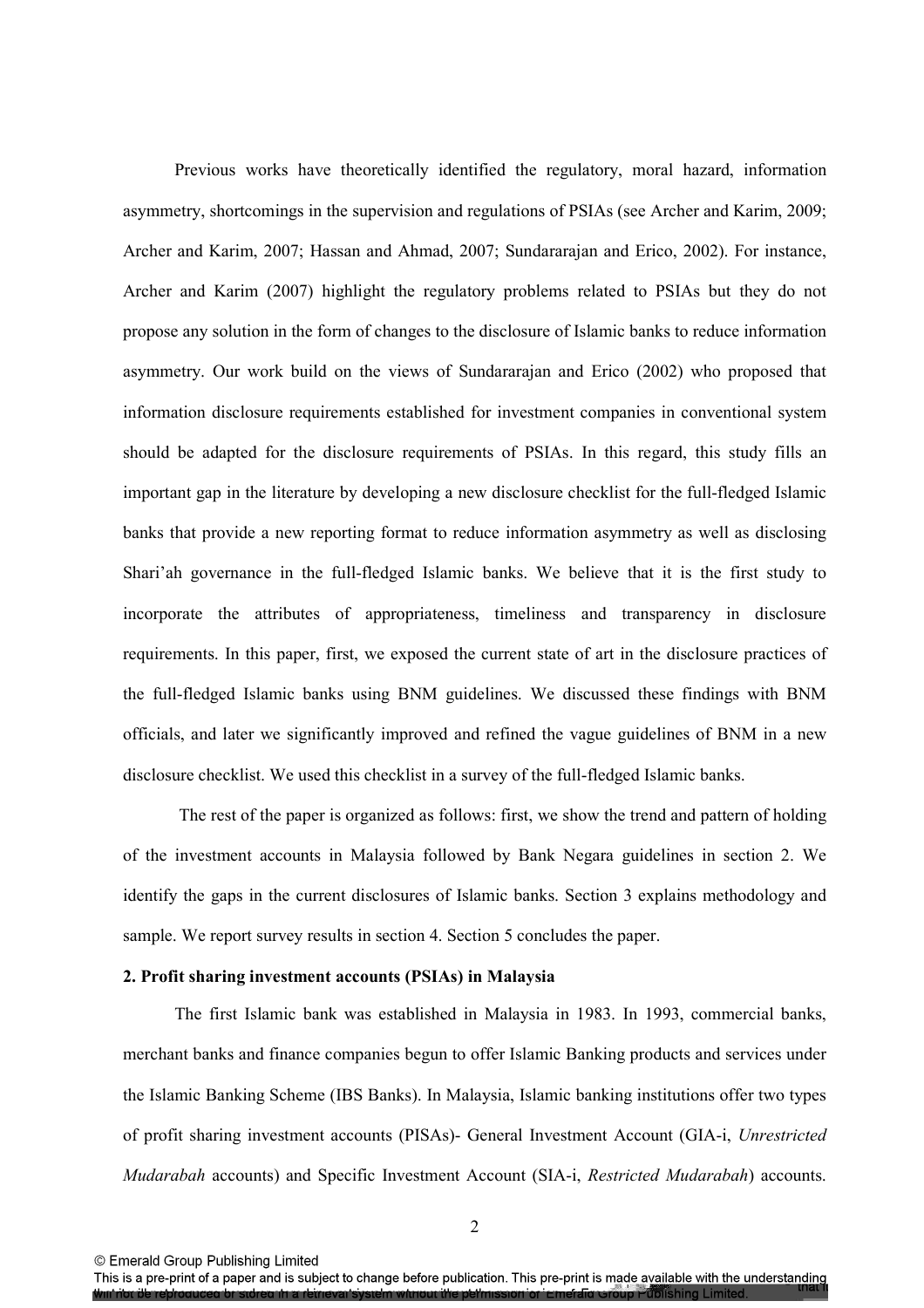Previous works have theoretically identified the regulatory, moral hazard, information asymmetry, shortcomings in the supervision and regulations of PSIAs (see Archer and Karim, 2009; Archer and Karim, 2007; Hassan and Ahmad, 2007; Sundararajan and Erico, 2002). For instance, Archer and Karim (2007) highlight the regulatory problems related to PSIAs but they do not propose any solution in the form of changes to the disclosure of Islamic banks to reduce information asymmetry. Our work build on the views of Sundararajan and Erico (2002) who proposed that information disclosure requirements established for investment companies in conventional system should be adapted for the disclosure requirements of PSIAs. In this regard, this study fills an important gap in the literature by developing a new disclosure checklist for the full-fledged Islamic banks that provide a new reporting format to reduce information asymmetry as well as disclosing Shari'ah governance in the full-fledged Islamic banks. We believe that it is the first study to incorporate the attributes of appropriateness, timeliness and transparency in disclosure requirements. In this paper, first, we exposed the current state of art in the disclosure practices of the full-fledged Islamic banks using BNM guidelines. We discussed these findings with BNM officials, and later we significantly improved and refined the vague guidelines of BNM in a new disclosure checklist. We used this checklist in a survey of the full-fledged Islamic banks.

The rest of the paper is organized as follows: first, we show the trend and pattern of holding of the investment accounts in Malaysia followed by Bank Negara guidelines in section 2. We identify the gaps in the current disclosures of Islamic banks. Section 3 explains methodology and sample. We report survey results in section 4. Section 5 concludes the paper.

## 2. Profit sharing investment accounts (PSIAs) in Malaysia

The first Islamic bank was established in Malaysia in 1983. In 1993, commercial banks, merchant banks and finance companies begun to offer Islamic Banking products and services under the Islamic Banking Scheme (IBS Banks). In Malaysia, Islamic banking institutions offer two types of profit sharing investment accounts (PISAs)- General Investment Account (GIA-i, *Unrestricted Mudarabah* accounts) and Specific Investment Account (SIA-i, *Restricted Mudarabah*) accounts.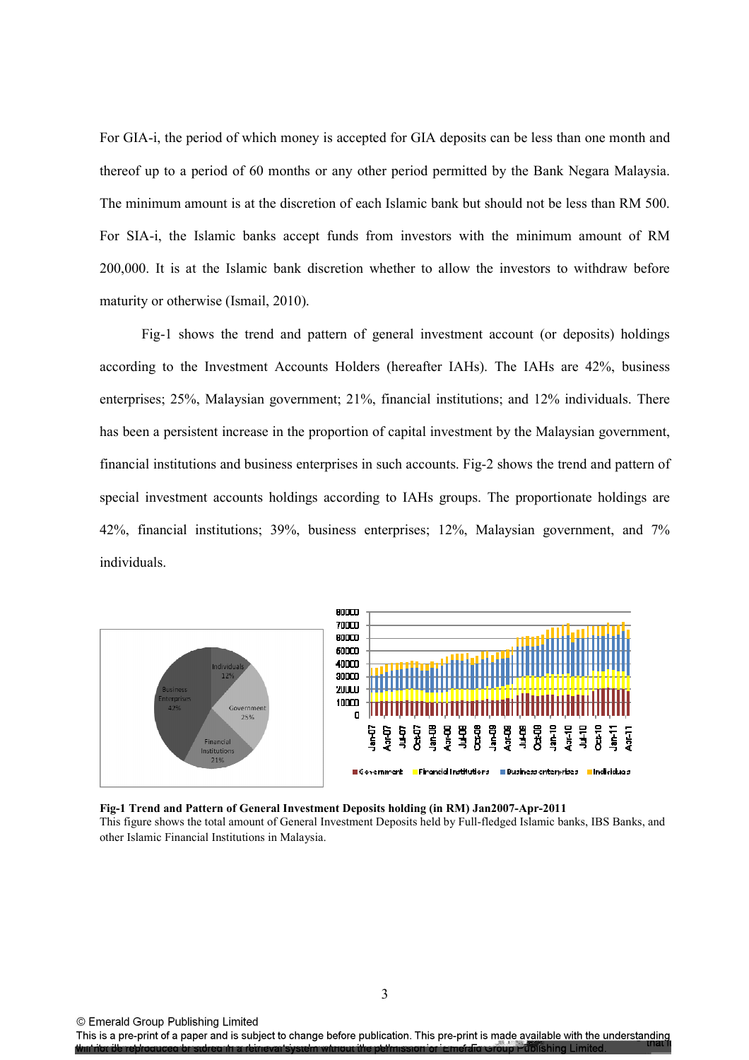For GIA-i, the period of which money is accepted for GIA deposits can be less than one month and thereof up to a period of 60 months or any other period permitted by the Bank Negara Malaysia. The minimum amount is at the discretion of each Islamic bank but should not be less than RM 500. For SIA-i, the Islamic banks accept funds from investors with the minimum amount of RM 200,000. It is at the Islamic bank discretion whether to allow the investors to withdraw before maturity or otherwise (Ismail, 2010).

Fig-1 shows the trend and pattern of general investment account (or deposits) holdings according to the Investment Accounts Holders (hereafter IAHs). The IAHs are 42%, business enterprises; 25%, Malaysian government; 21%, financial institutions; and 12% individuals. There has been a persistent increase in the proportion of capital investment by the Malaysian government, financial institutions and business enterprises in such accounts. Fig-2 shows the trend and pattern of special investment accounts holdings according to IAHs groups. The proportionate holdings are 42%, financial institutions; 39%, business enterprises; 12%, Malaysian government, and 7% individuals.

**Fig-1 Trend and Pattern of General Investment Deposits holding (in RM) Jan2007-Apr-2011**
This figure shows the total amount of General Investment Deposits held by Full-fledged Islamic banks, IBS Banks, and other Islamic Financial Institutions in Malaysia.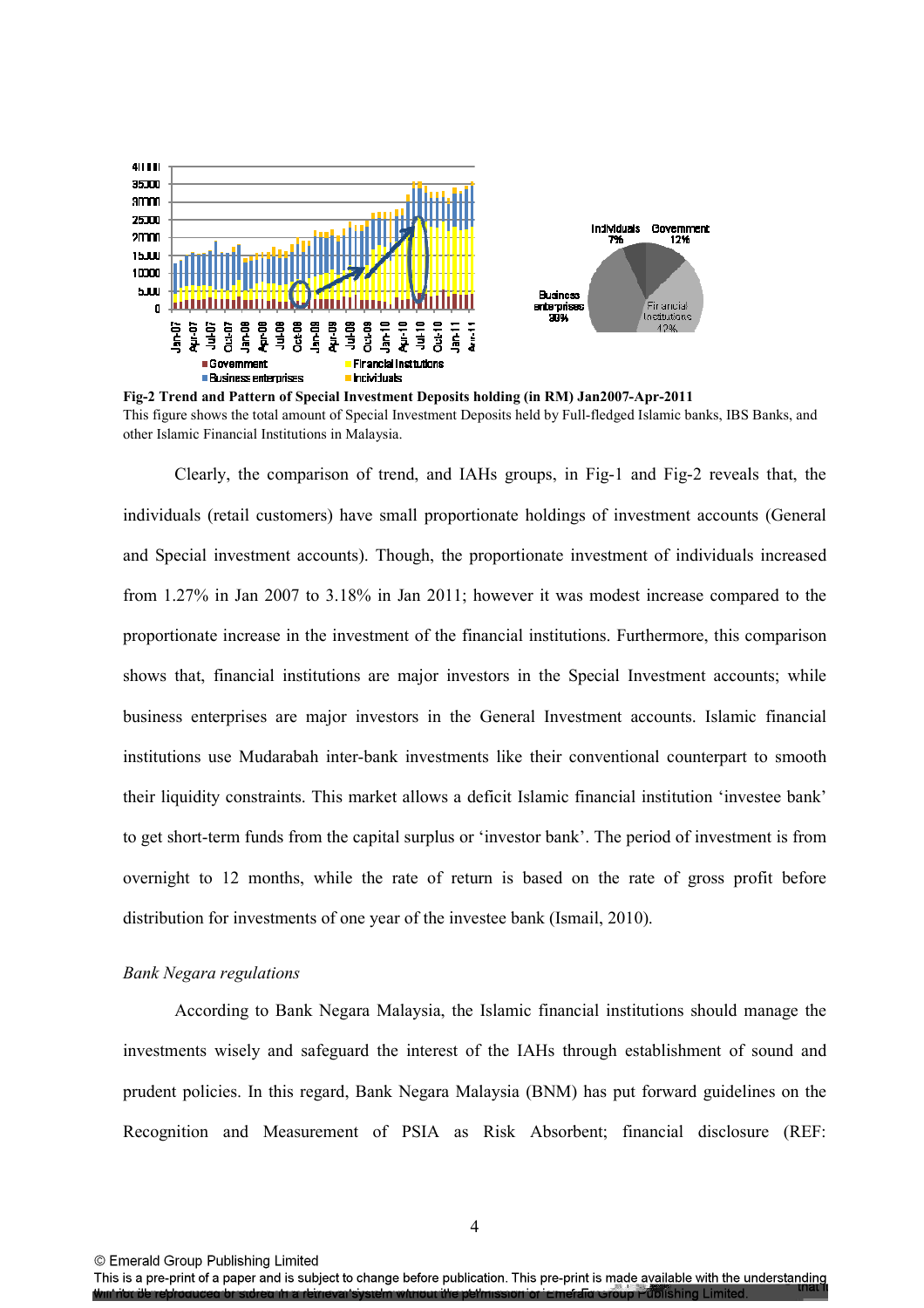**Fig-2 Trend and Pattern of Special Investment Deposits holding (in RM) Jan2007-Apr-2011**
This figure shows the total amount of Special Investment Deposits held by Full-fledged Islamic banks, IBS Banks, and other Islamic Financial Institutions in Malaysia.

Clearly, the comparison of trend, and IAHs groups, in Fig-1 and Fig-2 reveals that, the individuals (retail customers) have small proportionate holdings of investment accounts (General and Special investment accounts). Though, the proportionate investment of individuals increased from 1.27% in Jan 2007 to 3.18% in Jan 2011; however it was modest increase compared to the proportionate increase in the investment of the financial institutions. Furthermore, this comparison shows that, financial institutions are major investors in the Special Investment accounts; while business enterprises are major investors in the General Investment accounts. Islamic financial institutions use Mudarabah inter-bank investments like their conventional counterpart to smooth their liquidity constraints. This market allows a deficit Islamic financial institution 'investee bank' to get short-term funds from the capital surplus or 'investor bank'. The period of investment is from overnight to 12 months, while the rate of return is based on the rate of gross profit before distribution for investments of one year of the investee bank (Ismail, 2010).

*Bank Negara regulations*

According to Bank Negara Malaysia, the Islamic financial institutions should manage the investments wisely and safeguard the interest of the IAHs through establishment of sound and prudent policies. In this regard, Bank Negara Malaysia (BNM) has put forward guidelines on the Recognition and Measurement of PSIA as Risk Absorbent; financial disclosure (REF: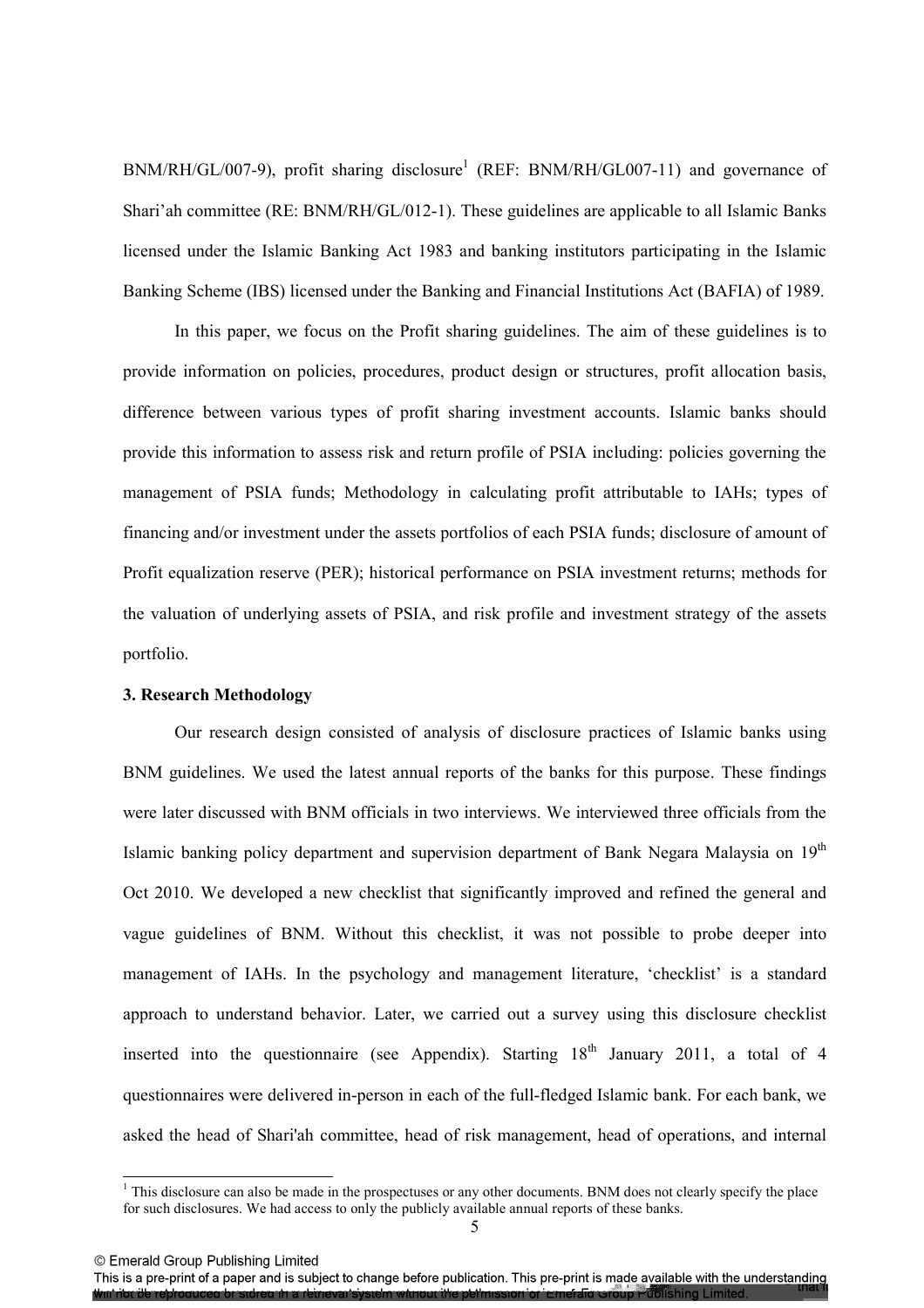BNM/RH/GL/007-9), profit sharing disclosure[1] (REF: BNM/RH/GL007-11) and governance of Shari'ah committee (RE: BNM/RH/GL/012-1). These guidelines are applicable to all Islamic Banks licensed under the Islamic Banking Act 1983 and banking institutors participating in the Islamic Banking Scheme (IBS) licensed under the Banking and Financial Institutions Act (BAFIA) of 1989.

In this paper, we focus on the Profit sharing guidelines. The aim of these guidelines is to provide information on policies, procedures, product design or structures, profit allocation basis, difference between various types of profit sharing investment accounts. Islamic banks should provide this information to assess risk and return profile of PSIA including: policies governing the management of PSIA funds; Methodology in calculating profit attributable to IAHs; types of financing and/or investment under the assets portfolios of each PSIA funds; disclosure of amount of Profit equalization reserve (PER); historical performance on PSIA investment returns; methods for the valuation of underlying assets of PSIA, and risk profile and investment strategy of the assets portfolio.

**3. Research Methodology**

Our research design consisted of analysis of disclosure practices of Islamic banks using BNM guidelines. We used the latest annual reports of the banks for this purpose. These findings were later discussed with BNM officials in two interviews. We interviewed three officials from the Islamic banking policy department and supervision department of Bank Negara Malaysia on 19th Oct 2010. We developed a new checklist that significantly improved and refined the general and vague guidelines of BNM. Without this checklist, it was not possible to probe deeper into management of IAHs. In the psychology and management literature, 'checklist' is a standard approach to understand behavior. Later, we carried out a survey using this disclosure checklist inserted into the questionnaire (see Appendix). Starting 18th January 2011, a total of 4 questionnaires were delivered in-person in each of the full-fledged Islamic bank. For each bank, we asked the head of Shari'ah committee, head of risk management, head of operations, and internal

[1] This disclosure can also be made in the prospectuses or any other documents. BNM does not clearly specify the place for such disclosures. We had access to only the publicly available annual reports of these banks.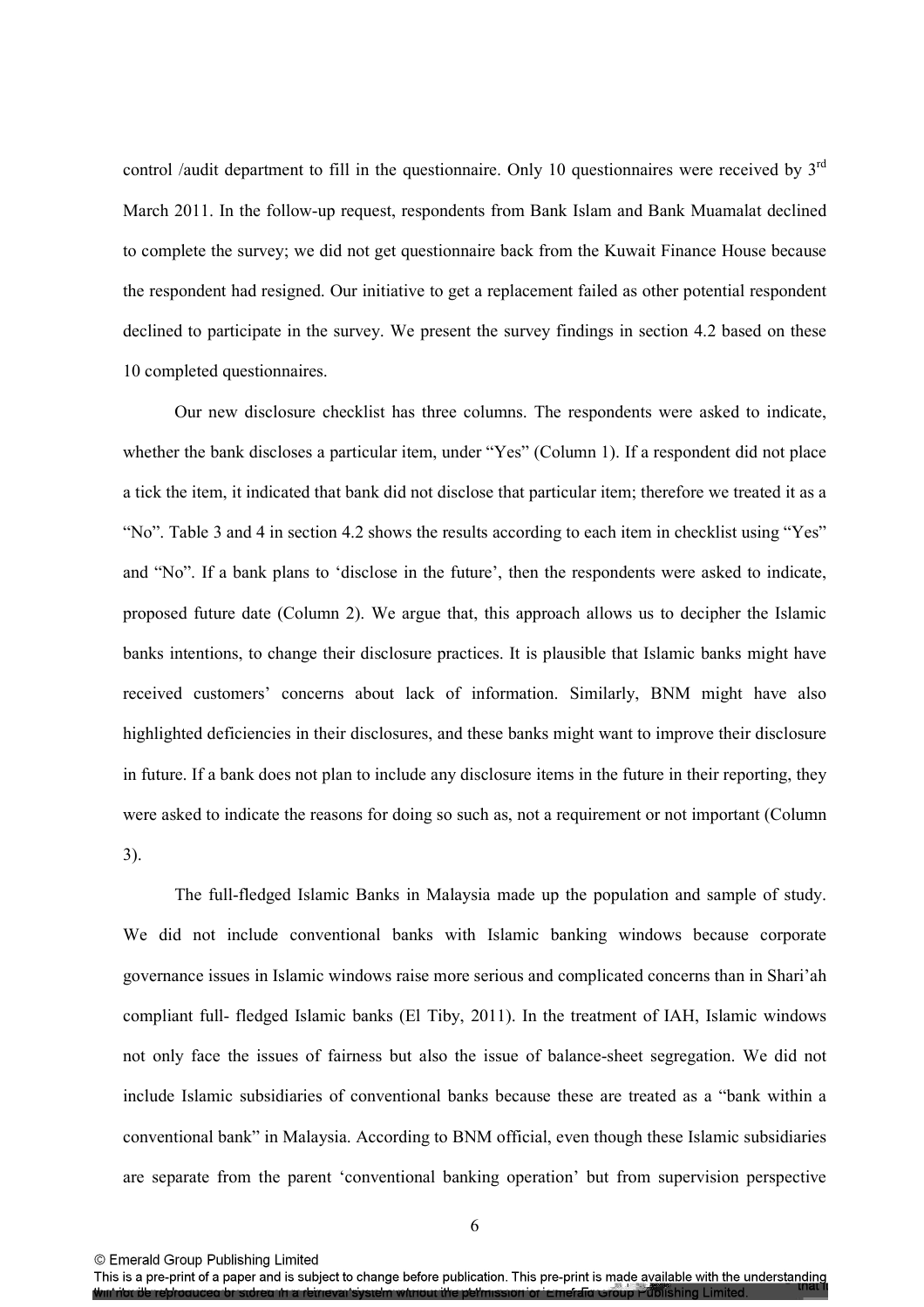control /audit department to fill in the questionnaire. Only 10 questionnaires were received by 3rd March 2011. In the follow-up request, respondents from Bank Islam and Bank Muamalat declined to complete the survey; we did not get questionnaire back from the Kuwait Finance House because the respondent had resigned. Our initiative to get a replacement failed as other potential respondent declined to participate in the survey. We present the survey findings in section 4.2 based on these 10 completed questionnaires.

Our new disclosure checklist has three columns. The respondents were asked to indicate, whether the bank discloses a particular item, under "Yes" (Column 1). If a respondent did not place a tick the item, it indicated that bank did not disclose that particular item; therefore we treated it as a "No". Table 3 and 4 in section 4.2 shows the results according to each item in checklist using "Yes" and "No". If a bank plans to 'disclose in the future', then the respondents were asked to indicate, proposed future date (Column 2). We argue that, this approach allows us to decipher the Islamic banks intentions, to change their disclosure practices. It is plausible that Islamic banks might have received customers' concerns about lack of information. Similarly, BNM might have also highlighted deficiencies in their disclosures, and these banks might want to improve their disclosure in future. If a bank does not plan to include any disclosure items in the future in their reporting, they were asked to indicate the reasons for doing so such as, not a requirement or not important (Column 3).

The full-fledged Islamic Banks in Malaysia made up the population and sample of study. We did not include conventional banks with Islamic banking windows because corporate governance issues in Islamic windows raise more serious and complicated concerns than in Shari'ah compliant full- fledged Islamic banks (El Tiby, 2011). In the treatment of IAH, Islamic windows not only face the issues of fairness but also the issue of balance-sheet segregation. We did not include Islamic subsidiaries of conventional banks because these are treated as a "bank within a conventional bank" in Malaysia. According to BNM official, even though these Islamic subsidiaries are separate from the parent 'conventional banking operation' but from supervision perspective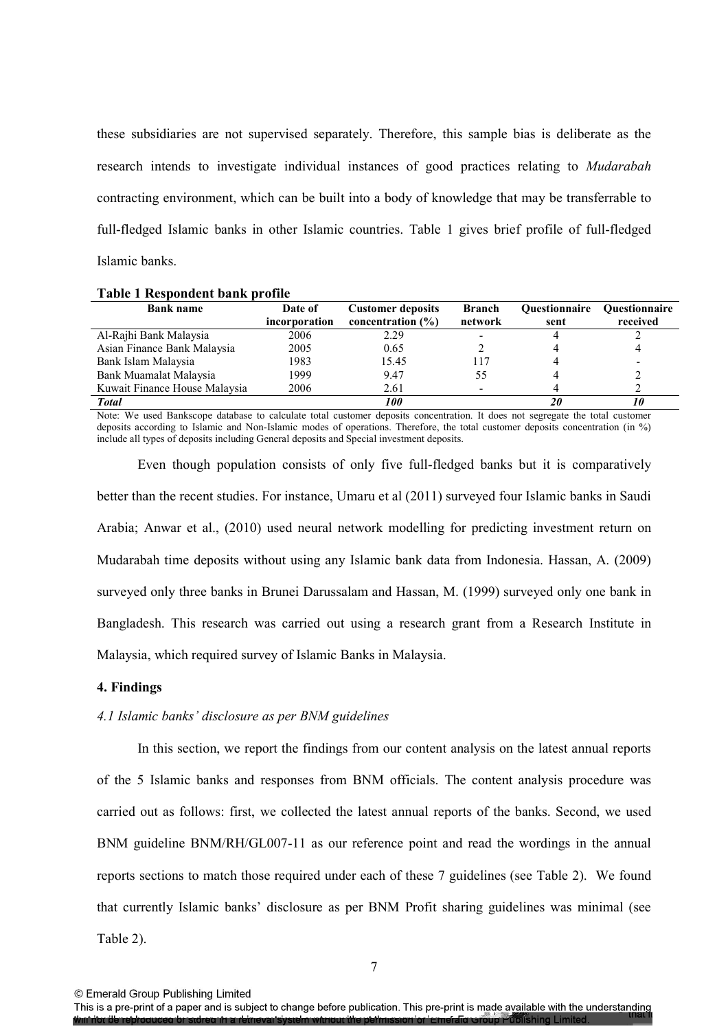these subsidiaries are not supervised separately. Therefore, this sample bias is deliberate as the research intends to investigate individual instances of good practices relating to *Mudarabah* contracting environment, which can be built into a body of knowledge that may be transferrable to full-fledged Islamic banks in other Islamic countries. Table 1 gives brief profile of full-fledged Islamic banks.

**Table 1 Respondent bank profile**

| Bank name | Date of incorporation | Customer deposits concentration (%) | Branch network | Questionnaire sent | Questionnaire received |
|---|---|---|---|---|---|
| Al-Rajhi Bank Malaysia | 2006 | 2.29 | - | 4 | 2 |
| Asian Finance Bank Malaysia | 2005 | 0.65 | 2 | 4 | 4 |
| Bank Islam Malaysia | 1983 | 15.45 | 117 | 4 | - |
| Bank Muamalat Malaysia | 1999 | 9.47 | 55 | 4 | 2 |
| Kuwait Finance House Malaysia | 2006 | 2.61 | - | 4 | 2 |
| ***Total*** | | ***100*** | | ***20*** | ***10*** |

Note: We used Bankscope database to calculate total customer deposits concentration. It does not segregate the total customer deposits according to Islamic and Non-Islamic modes of operations. Therefore, the total customer deposits concentration (in %) include all types of deposits including General deposits and Special investment deposits.

Even though population consists of only five full-fledged banks but it is comparatively better than the recent studies. For instance, Umaru et al (2011) surveyed four Islamic banks in Saudi Arabia; Anwar et al., (2010) used neural network modelling for predicting investment return on Mudarabah time deposits without using any Islamic bank data from Indonesia. Hassan, A. (2009) surveyed only three banks in Brunei Darussalam and Hassan, M. (1999) surveyed only one bank in Bangladesh. This research was carried out using a research grant from a Research Institute in Malaysia, which required survey of Islamic Banks in Malaysia.

## 4. Findings

### *4.1 Islamic banks' disclosure as per BNM guidelines*

In this section, we report the findings from our content analysis on the latest annual reports of the 5 Islamic banks and responses from BNM officials. The content analysis procedure was carried out as follows: first, we collected the latest annual reports of the banks. Second, we used BNM guideline BNM/RH/GL007-11 as our reference point and read the wordings in the annual reports sections to match those required under each of these 7 guidelines (see Table 2). We found that currently Islamic banks' disclosure as per BNM Profit sharing guidelines was minimal (see Table 2).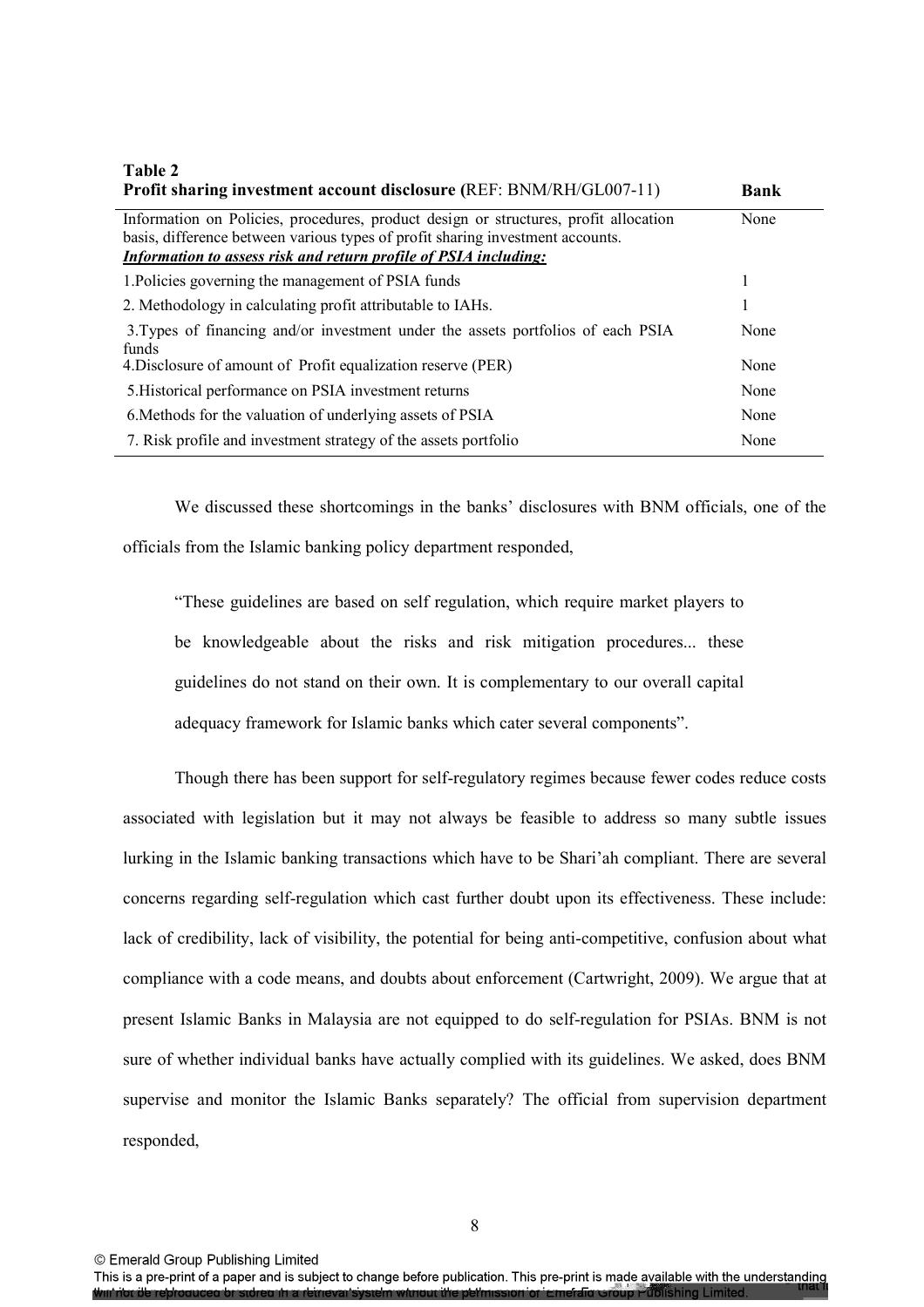**Table 2**

| Profit sharing investment account disclosure (REF: BNM/RH/GL007-11) | Bank |
|---|---|
| Information on Policies, procedures, product design or structures, profit allocation basis, difference between various types of profit sharing investment accounts. | None |
| ***Information to assess risk and return profile of PSIA including:*** | |
| 1.Policies governing the management of PSIA funds | 1 |
| 2. Methodology in calculating profit attributable to IAHs. | 1 |
| 3.Types of financing and/or investment under the assets portfolios of each PSIA funds | None |
| 4.Disclosure of amount of Profit equalization reserve (PER) | None |
| 5.Historical performance on PSIA investment returns | None |
| 6.Methods for the valuation of underlying assets of PSIA | None |
| 7. Risk profile and investment strategy of the assets portfolio | None |

We discussed these shortcomings in the banks' disclosures with BNM officials, one of the officials from the Islamic banking policy department responded,

> "These guidelines are based on self regulation, which require market players to be knowledgeable about the risks and risk mitigation procedures... these guidelines do not stand on their own. It is complementary to our overall capital adequacy framework for Islamic banks which cater several components".

Though there has been support for self-regulatory regimes because fewer codes reduce costs associated with legislation but it may not always be feasible to address so many subtle issues lurking in the Islamic banking transactions which have to be Shari'ah compliant. There are several concerns regarding self-regulation which cast further doubt upon its effectiveness. These include: lack of credibility, lack of visibility, the potential for being anti-competitive, confusion about what compliance with a code means, and doubts about enforcement (Cartwright, 2009). We argue that at present Islamic Banks in Malaysia are not equipped to do self-regulation for PSIAs. BNM is not sure of whether individual banks have actually complied with its guidelines. We asked, does BNM supervise and monitor the Islamic Banks separately? The official from supervision department responded,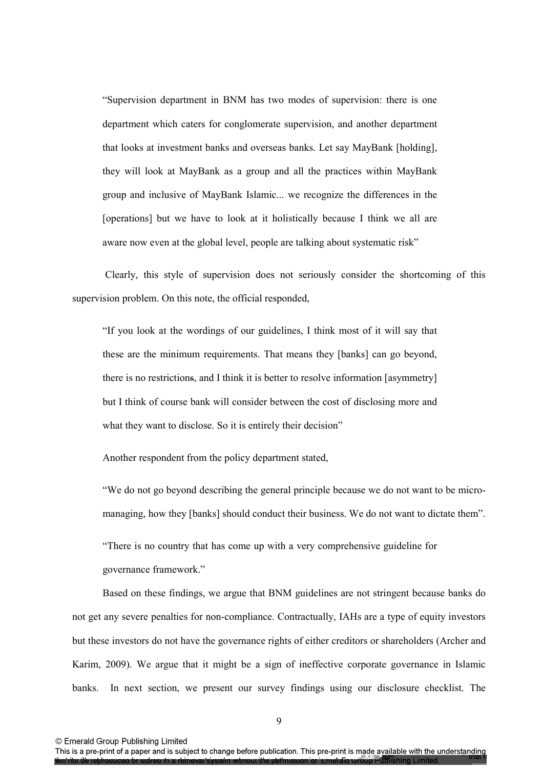> "Supervision department in BNM has two modes of supervision: there is one department which caters for conglomerate supervision, and another department that looks at investment banks and overseas banks. Let say MayBank [holding], they will look at MayBank as a group and all the practices within MayBank group and inclusive of MayBank Islamic... we recognize the differences in the [operations] but we have to look at it holistically because I think we all are aware now even at the global level, people are talking about systematic risk"

Clearly, this style of supervision does not seriously consider the shortcoming of this supervision problem. On this note, the official responded,

> "If you look at the wordings of our guidelines, I think most of it will say that these are the minimum requirements. That means they [banks] can go beyond, there is no restrictions, and I think it is better to resolve information [asymmetry] but I think of course bank will consider between the cost of disclosing more and what they want to disclose. So it is entirely their decision"

Another respondent from the policy department stated,

> "We do not go beyond describing the general principle because we do not want to be micro-managing, how they [banks] should conduct their business. We do not want to dictate them".

> "There is no country that has come up with a very comprehensive guideline for governance framework."

Based on these findings, we argue that BNM guidelines are not stringent because banks do not get any severe penalties for non-compliance. Contractually, IAHs are a type of equity investors but these investors do not have the governance rights of either creditors or shareholders (Archer and Karim, 2009). We argue that it might be a sign of ineffective corporate governance in Islamic banks. In next section, we present our survey findings using our disclosure checklist. The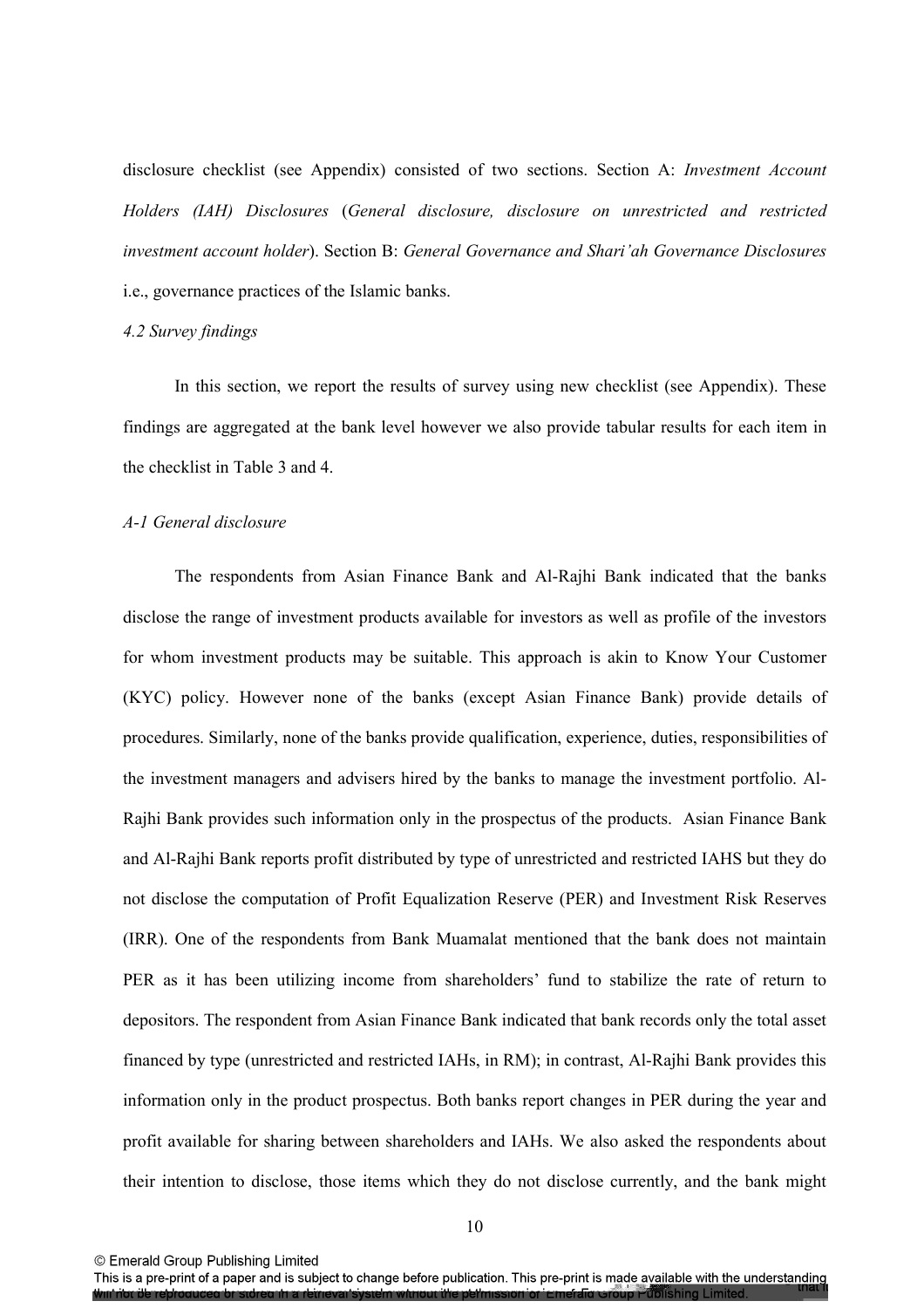disclosure checklist (see Appendix) consisted of two sections. Section A: *Investment Account Holders (IAH) Disclosures* (*General disclosure, disclosure on unrestricted and restricted investment account holder*). Section B: *General Governance and Shari'ah Governance Disclosures* i.e., governance practices of the Islamic banks.

### *4.2 Survey findings*

In this section, we report the results of survey using new checklist (see Appendix). These findings are aggregated at the bank level however we also provide tabular results for each item in the checklist in Table 3 and 4.

#### *A-1 General disclosure*

The respondents from Asian Finance Bank and Al-Rajhi Bank indicated that the banks disclose the range of investment products available for investors as well as profile of the investors for whom investment products may be suitable. This approach is akin to Know Your Customer (KYC) policy. However none of the banks (except Asian Finance Bank) provide details of procedures. Similarly, none of the banks provide qualification, experience, duties, responsibilities of the investment managers and advisers hired by the banks to manage the investment portfolio. Al-Rajhi Bank provides such information only in the prospectus of the products. Asian Finance Bank and Al-Rajhi Bank reports profit distributed by type of unrestricted and restricted IAHS but they do not disclose the computation of Profit Equalization Reserve (PER) and Investment Risk Reserves (IRR). One of the respondents from Bank Muamalat mentioned that the bank does not maintain PER as it has been utilizing income from shareholders' fund to stabilize the rate of return to depositors. The respondent from Asian Finance Bank indicated that bank records only the total asset financed by type (unrestricted and restricted IAHs, in RM); in contrast, Al-Rajhi Bank provides this information only in the product prospectus. Both banks report changes in PER during the year and profit available for sharing between shareholders and IAHs. We also asked the respondents about their intention to disclose, those items which they do not disclose currently, and the bank might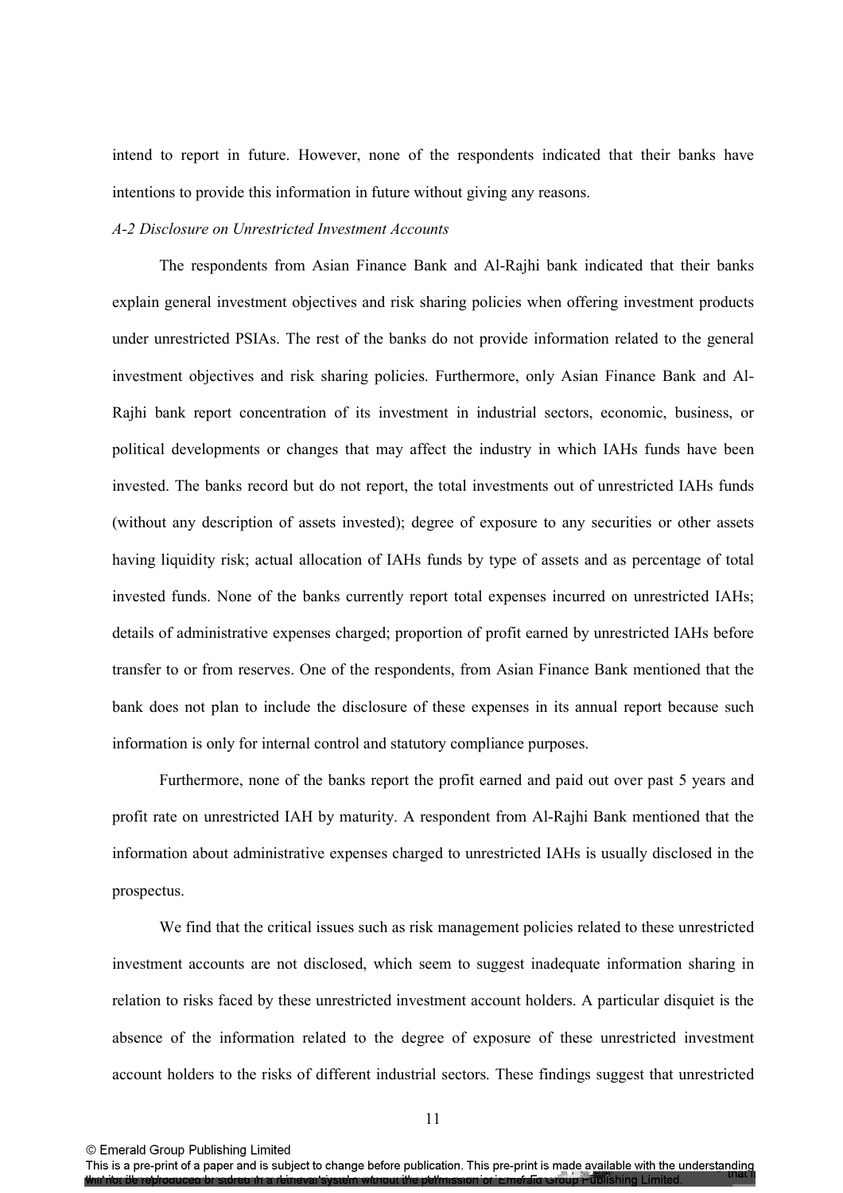intend to report in future. However, none of the respondents indicated that their banks have intentions to provide this information in future without giving any reasons.

*A-2 Disclosure on Unrestricted Investment Accounts*

The respondents from Asian Finance Bank and Al-Rajhi bank indicated that their banks explain general investment objectives and risk sharing policies when offering investment products under unrestricted PSIAs. The rest of the banks do not provide information related to the general investment objectives and risk sharing policies. Furthermore, only Asian Finance Bank and Al-Rajhi bank report concentration of its investment in industrial sectors, economic, business, or political developments or changes that may affect the industry in which IAHs funds have been invested. The banks record but do not report, the total investments out of unrestricted IAHs funds (without any description of assets invested); degree of exposure to any securities or other assets having liquidity risk; actual allocation of IAHs funds by type of assets and as percentage of total invested funds. None of the banks currently report total expenses incurred on unrestricted IAHs; details of administrative expenses charged; proportion of profit earned by unrestricted IAHs before transfer to or from reserves. One of the respondents, from Asian Finance Bank mentioned that the bank does not plan to include the disclosure of these expenses in its annual report because such information is only for internal control and statutory compliance purposes.

Furthermore, none of the banks report the profit earned and paid out over past 5 years and profit rate on unrestricted IAH by maturity. A respondent from Al-Rajhi Bank mentioned that the information about administrative expenses charged to unrestricted IAHs is usually disclosed in the prospectus.

We find that the critical issues such as risk management policies related to these unrestricted investment accounts are not disclosed, which seem to suggest inadequate information sharing in relation to risks faced by these unrestricted investment account holders. A particular disquiet is the absence of the information related to the degree of exposure of these unrestricted investment account holders to the risks of different industrial sectors. These findings suggest that unrestricted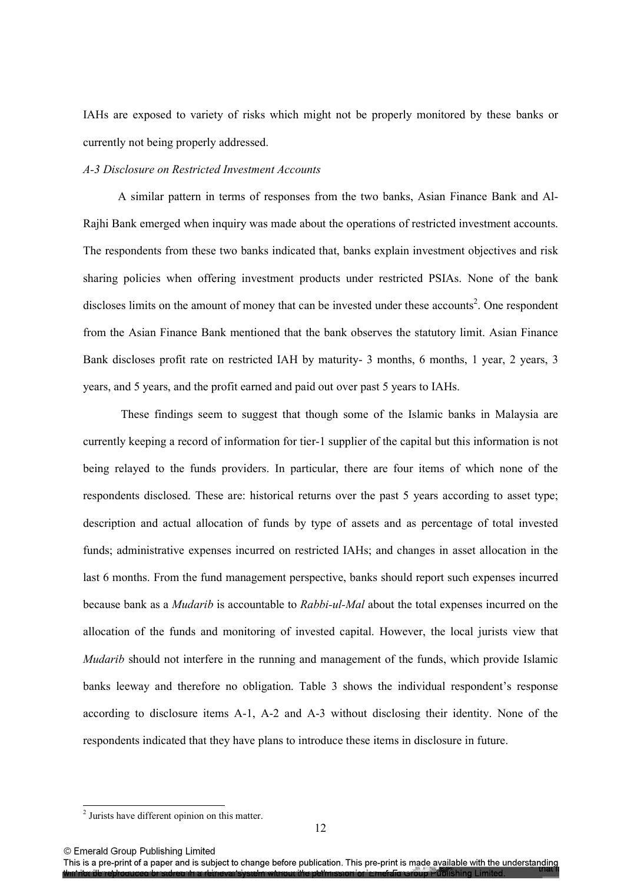IAHs are exposed to variety of risks which might not be properly monitored by these banks or currently not being properly addressed.

*A-3 Disclosure on Restricted Investment Accounts*

A similar pattern in terms of responses from the two banks, Asian Finance Bank and Al-Rajhi Bank emerged when inquiry was made about the operations of restricted investment accounts. The respondents from these two banks indicated that, banks explain investment objectives and risk sharing policies when offering investment products under restricted PSIAs. None of the bank discloses limits on the amount of money that can be invested under these accounts[2]. One respondent from the Asian Finance Bank mentioned that the bank observes the statutory limit. Asian Finance Bank discloses profit rate on restricted IAH by maturity- 3 months, 6 months, 1 year, 2 years, 3 years, and 5 years, and the profit earned and paid out over past 5 years to IAHs.

These findings seem to suggest that though some of the Islamic banks in Malaysia are currently keeping a record of information for tier-1 supplier of the capital but this information is not being relayed to the funds providers. In particular, there are four items of which none of the respondents disclosed. These are: historical returns over the past 5 years according to asset type; description and actual allocation of funds by type of assets and as percentage of total invested funds; administrative expenses incurred on restricted IAHs; and changes in asset allocation in the last 6 months. From the fund management perspective, banks should report such expenses incurred because bank as a *Mudarib* is accountable to *Rabbi-ul-Mal* about the total expenses incurred on the allocation of the funds and monitoring of invested capital. However, the local jurists view that *Mudarib* should not interfere in the running and management of the funds, which provide Islamic banks leeway and therefore no obligation. Table 3 shows the individual respondent's response according to disclosure items A-1, A-2 and A-3 without disclosing their identity. None of the respondents indicated that they have plans to introduce these items in disclosure in future.

[2] Jurists have different opinion on this matter.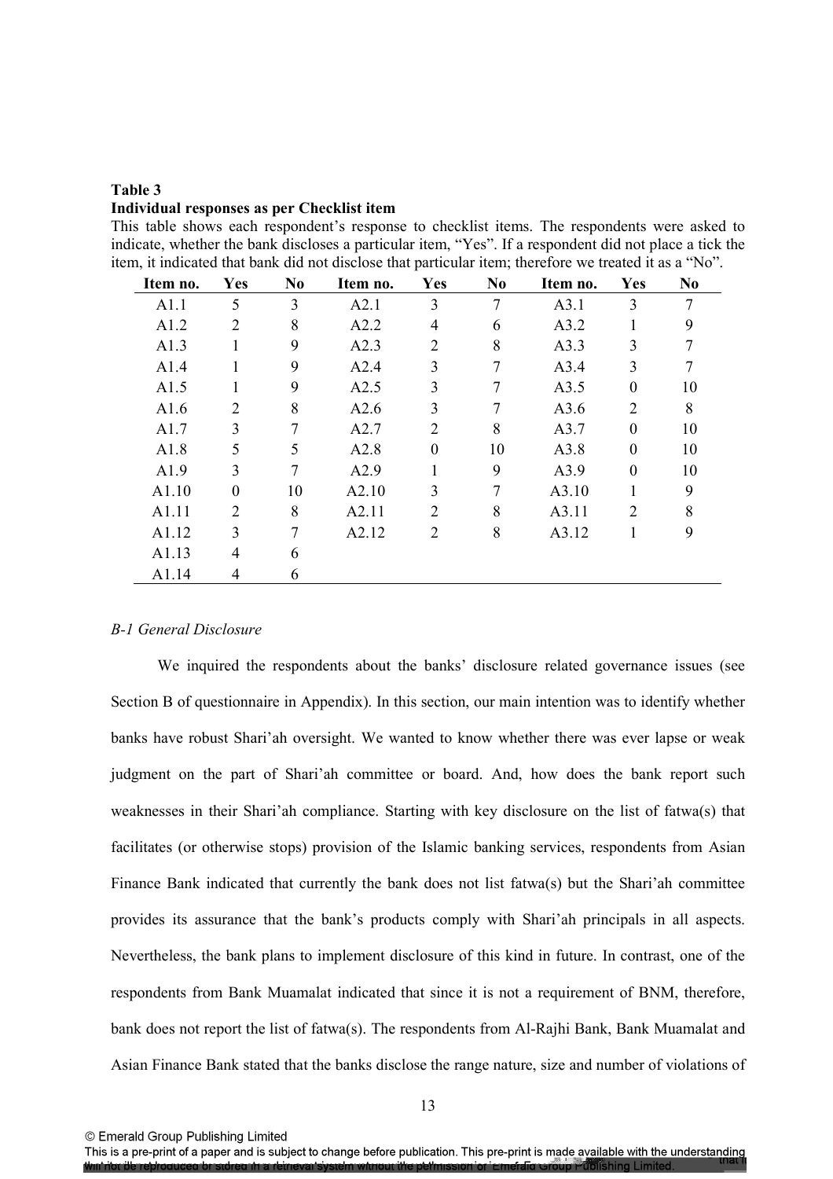**Table 3**
**Individual responses as per Checklist item**

This table shows each respondent's response to checklist items. The respondents were asked to indicate, whether the bank discloses a particular item, "Yes". If a respondent did not place a tick the item, it indicated that bank did not disclose that particular item; therefore we treated it as a "No".

| Item no. | Yes | No | Item no. | Yes | No | Item no. | Yes | No |
|---|---|---|---|---|---|---|---|---|
| A1.1 | 5 | 3 | A2.1 | 3 | 7 | A3.1 | 3 | 7 |
| A1.2 | 2 | 8 | A2.2 | 4 | 6 | A3.2 | 1 | 9 |
| A1.3 | 1 | 9 | A2.3 | 2 | 8 | A3.3 | 3 | 7 |
| A1.4 | 1 | 9 | A2.4 | 3 | 7 | A3.4 | 3 | 7 |
| A1.5 | 1 | 9 | A2.5 | 3 | 7 | A3.5 | 0 | 10 |
| A1.6 | 2 | 8 | A2.6 | 3 | 7 | A3.6 | 2 | 8 |
| A1.7 | 3 | 7 | A2.7 | 2 | 8 | A3.7 | 0 | 10 |
| A1.8 | 5 | 5 | A2.8 | 0 | 10 | A3.8 | 0 | 10 |
| A1.9 | 3 | 7 | A2.9 | 1 | 9 | A3.9 | 0 | 10 |
| A1.10 | 0 | 10 | A2.10 | 3 | 7 | A3.10 | 1 | 9 |
| A1.11 | 2 | 8 | A2.11 | 2 | 8 | A3.11 | 2 | 8 |
| A1.12 | 3 | 7 | A2.12 | 2 | 8 | A3.12 | 1 | 9 |
| A1.13 | 4 | 6 | | | | | | |
| A1.14 | 4 | 6 | | | | | | |

*B-1 General Disclosure*

We inquired the respondents about the banks' disclosure related governance issues (see Section B of questionnaire in Appendix). In this section, our main intention was to identify whether banks have robust Shari'ah oversight. We wanted to know whether there was ever lapse or weak judgment on the part of Shari'ah committee or board. And, how does the bank report such weaknesses in their Shari'ah compliance. Starting with key disclosure on the list of fatwa(s) that facilitates (or otherwise stops) provision of the Islamic banking services, respondents from Asian Finance Bank indicated that currently the bank does not list fatwa(s) but the Shari'ah committee provides its assurance that the bank's products comply with Shari'ah principals in all aspects. Nevertheless, the bank plans to implement disclosure of this kind in future. In contrast, one of the respondents from Bank Muamalat indicated that since it is not a requirement of BNM, therefore, bank does not report the list of fatwa(s). The respondents from Al-Rajhi Bank, Bank Muamalat and Asian Finance Bank stated that the banks disclose the range nature, size and number of violations of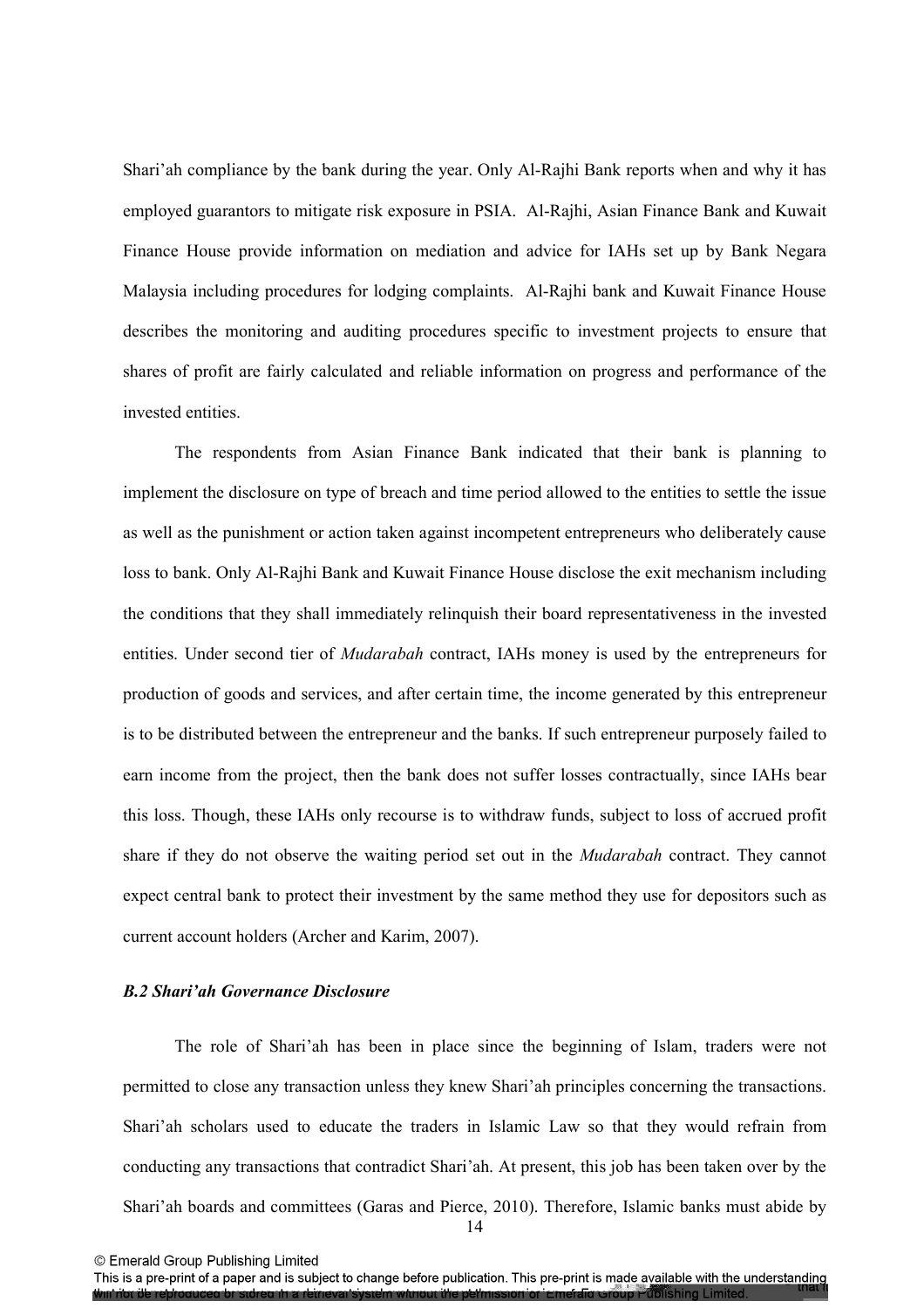Shari'ah compliance by the bank during the year. Only Al-Rajhi Bank reports when and why it has employed guarantors to mitigate risk exposure in PSIA. Al-Rajhi, Asian Finance Bank and Kuwait Finance House provide information on mediation and advice for IAHs set up by Bank Negara Malaysia including procedures for lodging complaints. Al-Rajhi bank and Kuwait Finance House describes the monitoring and auditing procedures specific to investment projects to ensure that shares of profit are fairly calculated and reliable information on progress and performance of the invested entities.

The respondents from Asian Finance Bank indicated that their bank is planning to implement the disclosure on type of breach and time period allowed to the entities to settle the issue as well as the punishment or action taken against incompetent entrepreneurs who deliberately cause loss to bank. Only Al-Rajhi Bank and Kuwait Finance House disclose the exit mechanism including the conditions that they shall immediately relinquish their board representativeness in the invested entities. Under second tier of *Mudarabah* contract, IAHs money is used by the entrepreneurs for production of goods and services, and after certain time, the income generated by this entrepreneur is to be distributed between the entrepreneur and the banks. If such entrepreneur purposely failed to earn income from the project, then the bank does not suffer losses contractually, since IAHs bear this loss. Though, these IAHs only recourse is to withdraw funds, subject to loss of accrued profit share if they do not observe the waiting period set out in the *Mudarabah* contract. They cannot expect central bank to protect their investment by the same method they use for depositors such as current account holders (Archer and Karim, 2007).

### *B.2 Shari'ah Governance Disclosure*

The role of Shari'ah has been in place since the beginning of Islam, traders were not permitted to close any transaction unless they knew Shari'ah principles concerning the transactions. Shari'ah scholars used to educate the traders in Islamic Law so that they would refrain from conducting any transactions that contradict Shari'ah. At present, this job has been taken over by the Shari'ah boards and committees (Garas and Pierce, 2010). Therefore, Islamic banks must abide by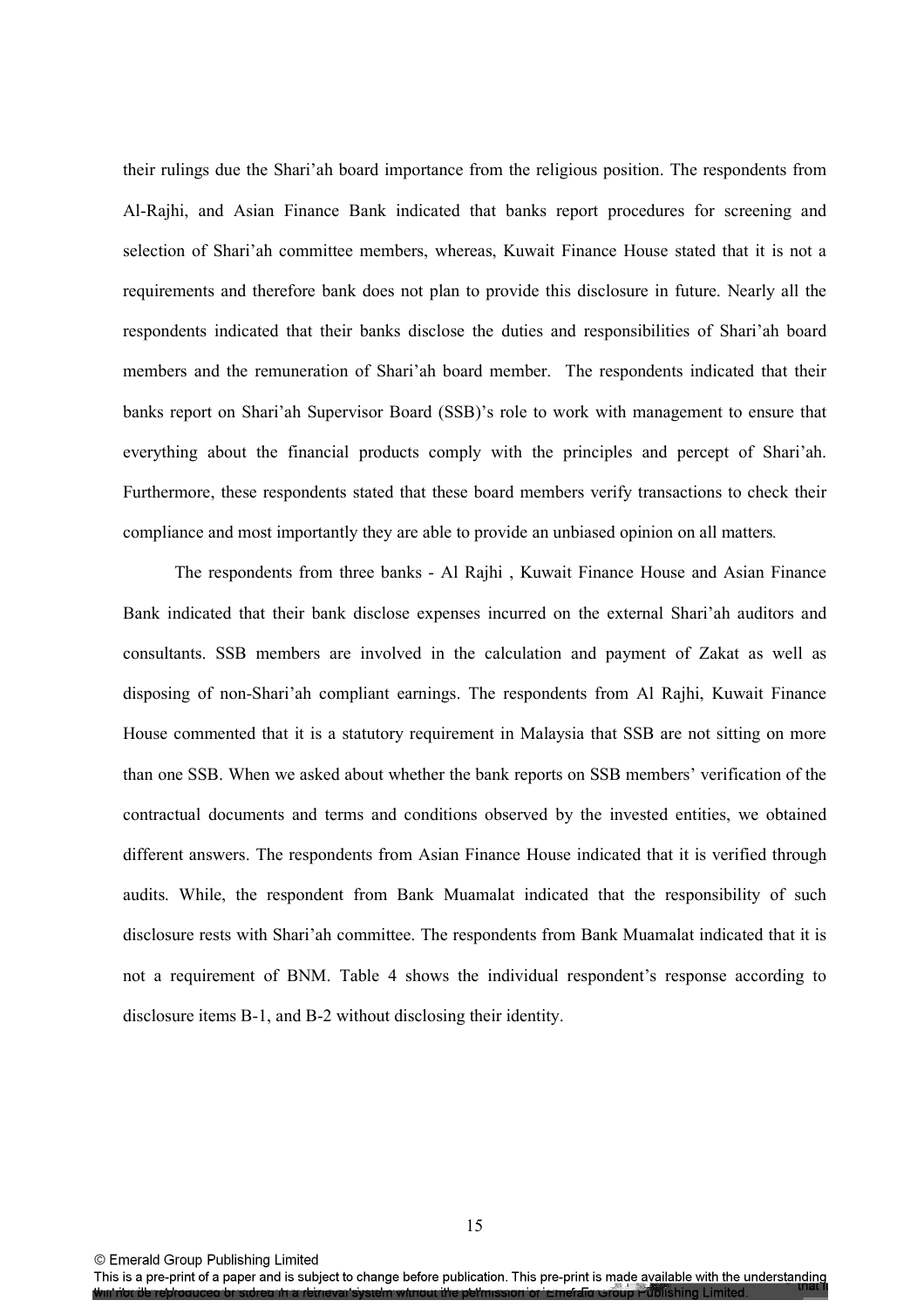their rulings due the Shari'ah board importance from the religious position. The respondents from Al-Rajhi, and Asian Finance Bank indicated that banks report procedures for screening and selection of Shari'ah committee members, whereas, Kuwait Finance House stated that it is not a requirements and therefore bank does not plan to provide this disclosure in future. Nearly all the respondents indicated that their banks disclose the duties and responsibilities of Shari'ah board members and the remuneration of Shari'ah board member. The respondents indicated that their banks report on Shari'ah Supervisor Board (SSB)'s role to work with management to ensure that everything about the financial products comply with the principles and percept of Shari'ah. Furthermore, these respondents stated that these board members verify transactions to check their compliance and most importantly they are able to provide an unbiased opinion on all matters.

The respondents from three banks - Al Rajhi , Kuwait Finance House and Asian Finance Bank indicated that their bank disclose expenses incurred on the external Shari'ah auditors and consultants. SSB members are involved in the calculation and payment of Zakat as well as disposing of non-Shari'ah compliant earnings. The respondents from Al Rajhi, Kuwait Finance House commented that it is a statutory requirement in Malaysia that SSB are not sitting on more than one SSB. When we asked about whether the bank reports on SSB members' verification of the contractual documents and terms and conditions observed by the invested entities, we obtained different answers. The respondents from Asian Finance House indicated that it is verified through audits. While, the respondent from Bank Muamalat indicated that the responsibility of such disclosure rests with Shari'ah committee. The respondents from Bank Muamalat indicated that it is not a requirement of BNM. Table 4 shows the individual respondent's response according to disclosure items B-1, and B-2 without disclosing their identity.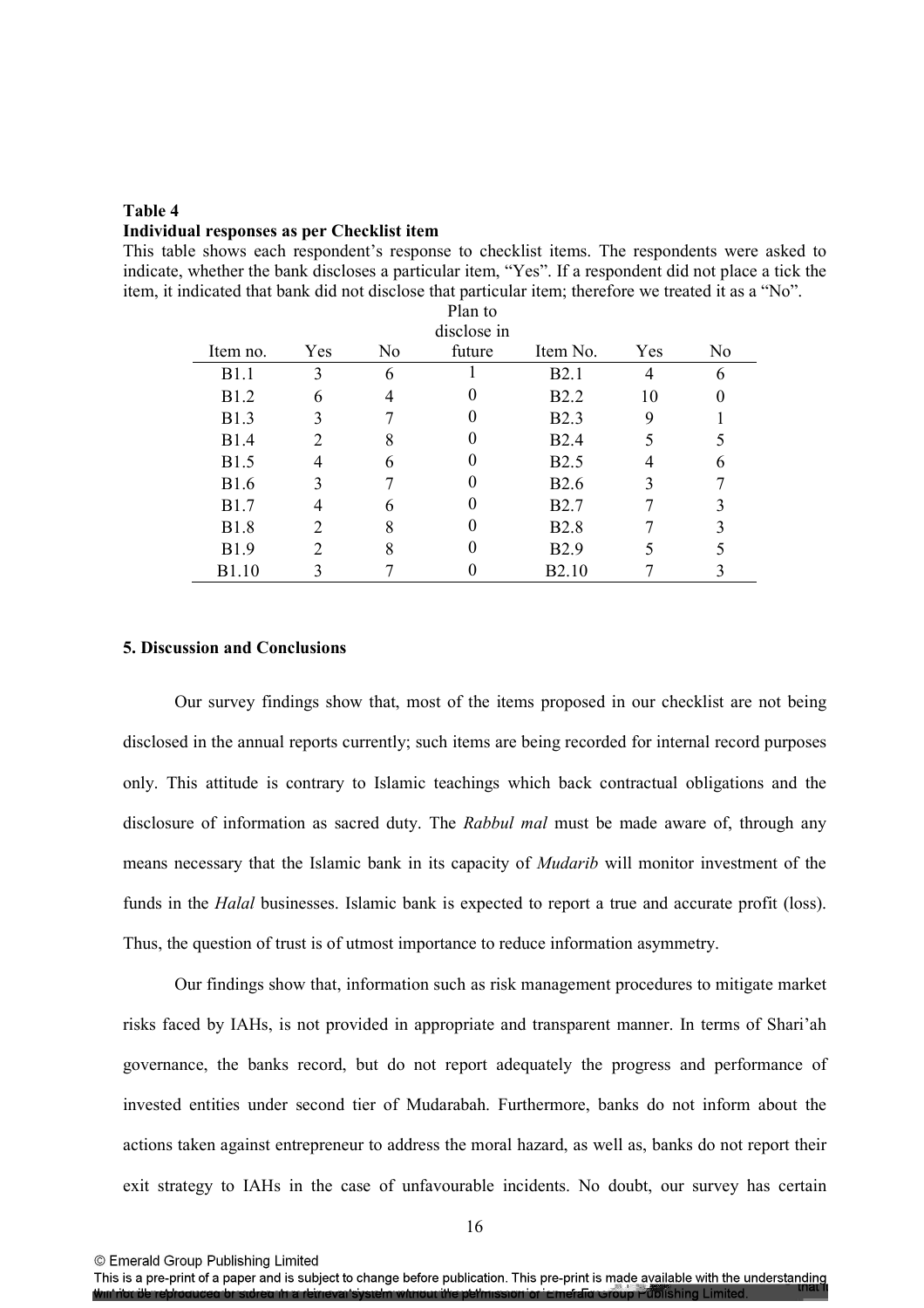**Table 4**
**Individual responses as per Checklist item**

This table shows each respondent's response to checklist items. The respondents were asked to indicate, whether the bank discloses a particular item, "Yes". If a respondent did not place a tick the item, it indicated that bank did not disclose that particular item; therefore we treated it as a "No".

| Item no. | Yes | No | Plan to disclose in future | Item No. | Yes | No |
|---|---|---|---|---|---|---|
| B1.1 | 3 | 6 | 1 | B2.1 | 4 | 6 |
| B1.2 | 6 | 4 | 0 | B2.2 | 10 | 0 |
| B1.3 | 3 | 7 | 0 | B2.3 | 9 | 1 |
| B1.4 | 2 | 8 | 0 | B2.4 | 5 | 5 |
| B1.5 | 4 | 6 | 0 | B2.5 | 4 | 6 |
| B1.6 | 3 | 7 | 0 | B2.6 | 3 | 7 |
| B1.7 | 4 | 6 | 0 | B2.7 | 7 | 3 |
| B1.8 | 2 | 8 | 0 | B2.8 | 7 | 3 |
| B1.9 | 2 | 8 | 0 | B2.9 | 5 | 5 |
| B1.10 | 3 | 7 | 0 | B2.10 | 7 | 3 |

## 5. Discussion and Conclusions

Our survey findings show that, most of the items proposed in our checklist are not being disclosed in the annual reports currently; such items are being recorded for internal record purposes only. This attitude is contrary to Islamic teachings which back contractual obligations and the disclosure of information as sacred duty. The *Rabbul mal* must be made aware of, through any means necessary that the Islamic bank in its capacity of *Mudarib* will monitor investment of the funds in the *Halal* businesses. Islamic bank is expected to report a true and accurate profit (loss). Thus, the question of trust is of utmost importance to reduce information asymmetry.

Our findings show that, information such as risk management procedures to mitigate market risks faced by IAHs, is not provided in appropriate and transparent manner. In terms of Shari'ah governance, the banks record, but do not report adequately the progress and performance of invested entities under second tier of Mudarabah. Furthermore, banks do not inform about the actions taken against entrepreneur to address the moral hazard, as well as, banks do not report their exit strategy to IAHs in the case of unfavourable incidents. No doubt, our survey has certain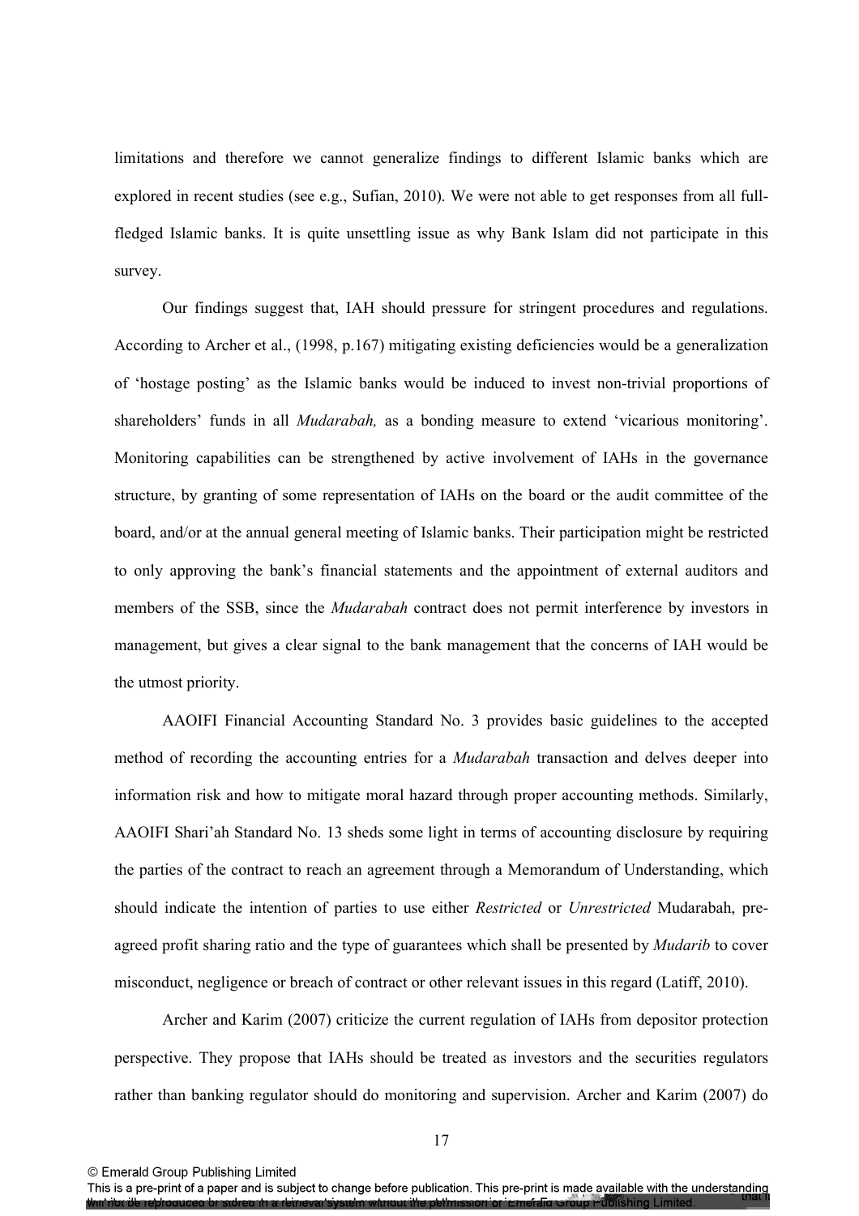limitations and therefore we cannot generalize findings to different Islamic banks which are explored in recent studies (see e.g., Sufian, 2010). We were not able to get responses from all full-fledged Islamic banks. It is quite unsettling issue as why Bank Islam did not participate in this survey.

Our findings suggest that, IAH should pressure for stringent procedures and regulations. According to Archer et al., (1998, p.167) mitigating existing deficiencies would be a generalization of 'hostage posting' as the Islamic banks would be induced to invest non-trivial proportions of shareholders' funds in all *Mudarabah,* as a bonding measure to extend 'vicarious monitoring'. Monitoring capabilities can be strengthened by active involvement of IAHs in the governance structure, by granting of some representation of IAHs on the board or the audit committee of the board, and/or at the annual general meeting of Islamic banks. Their participation might be restricted to only approving the bank's financial statements and the appointment of external auditors and members of the SSB, since the *Mudarabah* contract does not permit interference by investors in management, but gives a clear signal to the bank management that the concerns of IAH would be the utmost priority.

AAOIFI Financial Accounting Standard No. 3 provides basic guidelines to the accepted method of recording the accounting entries for a *Mudarabah* transaction and delves deeper into information risk and how to mitigate moral hazard through proper accounting methods. Similarly, AAOIFI Shari'ah Standard No. 13 sheds some light in terms of accounting disclosure by requiring the parties of the contract to reach an agreement through a Memorandum of Understanding, which should indicate the intention of parties to use either *Restricted* or *Unrestricted* Mudarabah, pre-agreed profit sharing ratio and the type of guarantees which shall be presented by *Mudarib* to cover misconduct, negligence or breach of contract or other relevant issues in this regard (Latiff, 2010).

Archer and Karim (2007) criticize the current regulation of IAHs from depositor protection perspective. They propose that IAHs should be treated as investors and the securities regulators rather than banking regulator should do monitoring and supervision. Archer and Karim (2007) do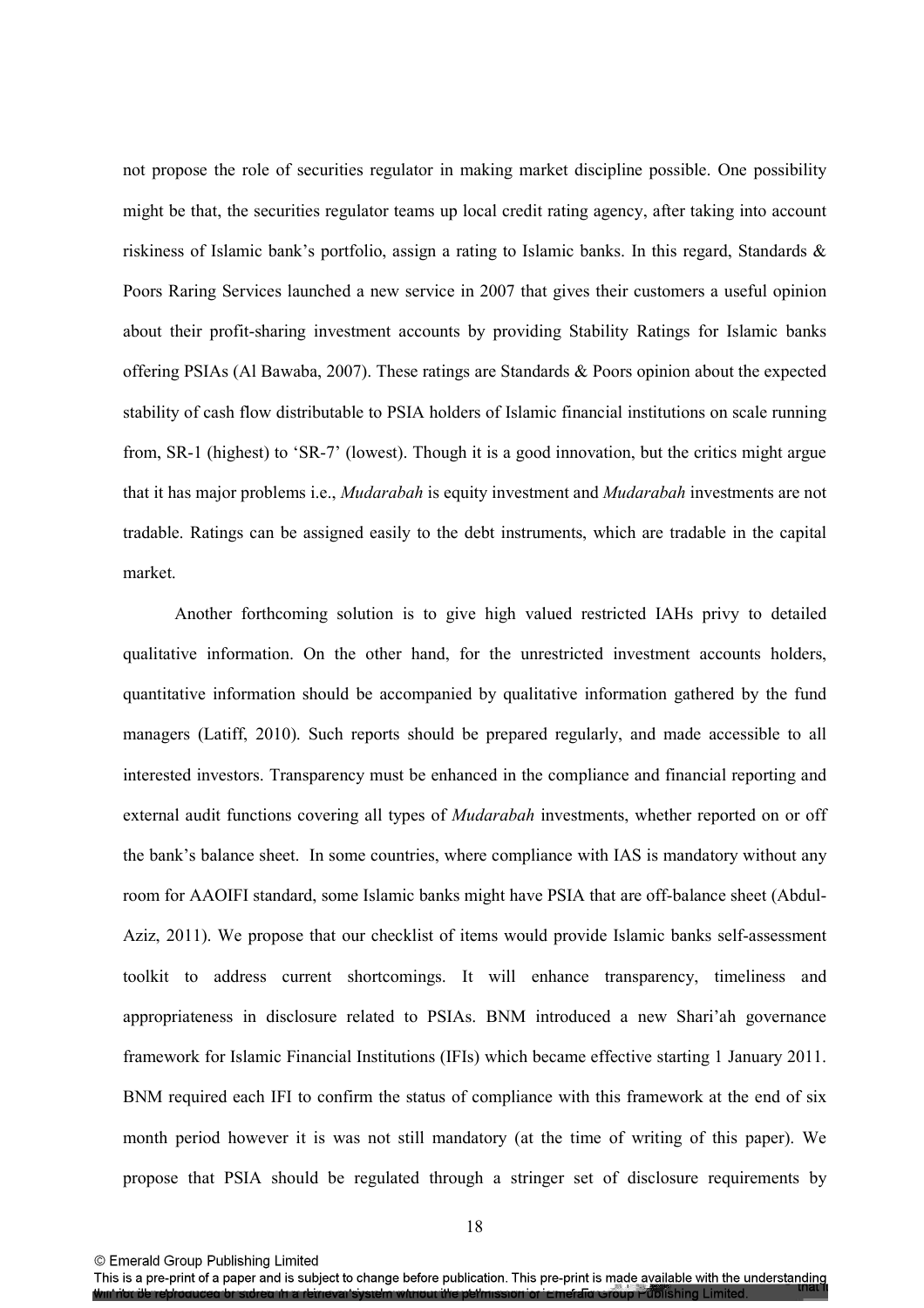not propose the role of securities regulator in making market discipline possible. One possibility might be that, the securities regulator teams up local credit rating agency, after taking into account riskiness of Islamic bank's portfolio, assign a rating to Islamic banks. In this regard, Standards & Poors Raring Services launched a new service in 2007 that gives their customers a useful opinion about their profit-sharing investment accounts by providing Stability Ratings for Islamic banks offering PSIAs (Al Bawaba, 2007). These ratings are Standards & Poors opinion about the expected stability of cash flow distributable to PSIA holders of Islamic financial institutions on scale running from, SR-1 (highest) to 'SR-7' (lowest). Though it is a good innovation, but the critics might argue that it has major problems i.e., *Mudarabah* is equity investment and *Mudarabah* investments are not tradable. Ratings can be assigned easily to the debt instruments, which are tradable in the capital market.

Another forthcoming solution is to give high valued restricted IAHs privy to detailed qualitative information. On the other hand, for the unrestricted investment accounts holders, quantitative information should be accompanied by qualitative information gathered by the fund managers (Latiff, 2010). Such reports should be prepared regularly, and made accessible to all interested investors. Transparency must be enhanced in the compliance and financial reporting and external audit functions covering all types of *Mudarabah* investments, whether reported on or off the bank's balance sheet. In some countries, where compliance with IAS is mandatory without any room for AAOIFI standard, some Islamic banks might have PSIA that are off-balance sheet (Abdul-Aziz, 2011). We propose that our checklist of items would provide Islamic banks self-assessment toolkit to address current shortcomings. It will enhance transparency, timeliness and appropriateness in disclosure related to PSIAs. BNM introduced a new Shari'ah governance framework for Islamic Financial Institutions (IFIs) which became effective starting 1 January 2011. BNM required each IFI to confirm the status of compliance with this framework at the end of six month period however it is was not still mandatory (at the time of writing of this paper). We propose that PSIA should be regulated through a stringer set of disclosure requirements by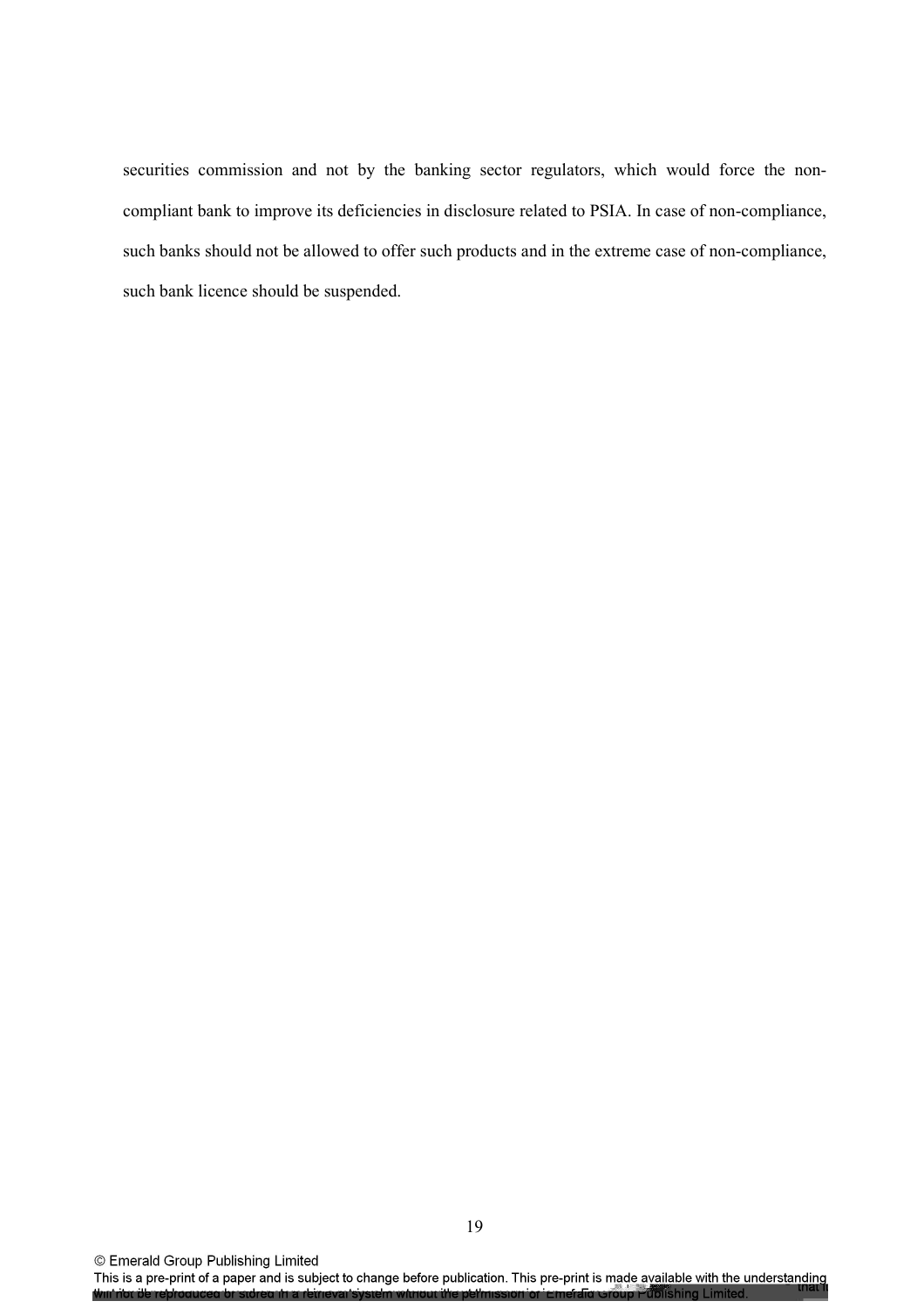securities commission and not by the banking sector regulators, which would force the non-compliant bank to improve its deficiencies in disclosure related to PSIA. In case of non-compliance, such banks should not be allowed to offer such products and in the extreme case of non-compliance, such bank licence should be suspended.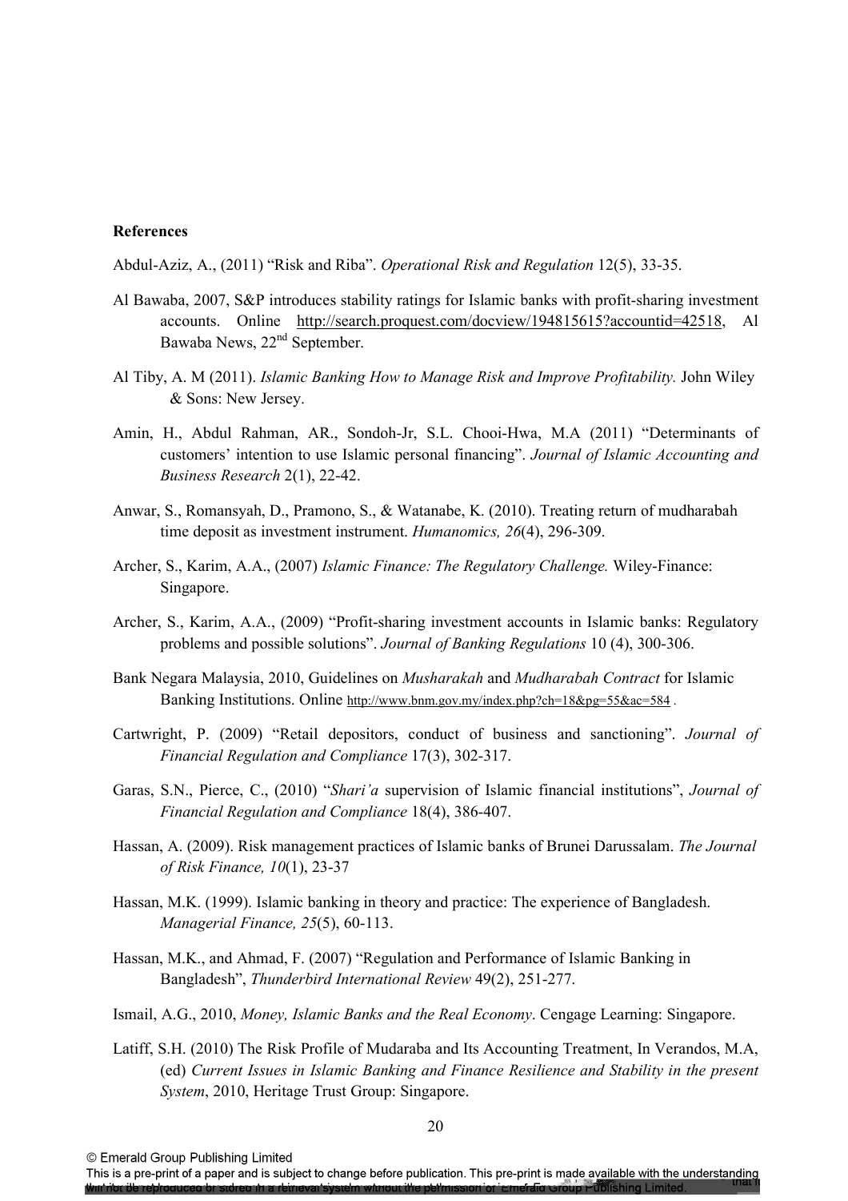**References**

Abdul-Aziz, A., (2011) "Risk and Riba". *Operational Risk and Regulation* 12(5), 33-35.

Al Bawaba, 2007, S&P introduces stability ratings for Islamic banks with profit-sharing investment accounts. Online http://search.proquest.com/docview/194815615?accountid=42518, Al Bawaba News, 22nd September.

Al Tiby, A. M (2011). *Islamic Banking How to Manage Risk and Improve Profitability.* John Wiley & Sons: New Jersey.

Amin, H., Abdul Rahman, AR., Sondoh-Jr, S.L. Chooi-Hwa, M.A (2011) "Determinants of customers' intention to use Islamic personal financing". *Journal of Islamic Accounting and Business Research* 2(1), 22-42.

Anwar, S., Romansyah, D., Pramono, S., & Watanabe, K. (2010). Treating return of mudharabah time deposit as investment instrument. *Humanomics, 26*(4), 296-309.

Archer, S., Karim, A.A., (2007) *Islamic Finance: The Regulatory Challenge.* Wiley-Finance: Singapore.

Archer, S., Karim, A.A., (2009) "Profit-sharing investment accounts in Islamic banks: Regulatory problems and possible solutions". *Journal of Banking Regulations* 10 (4), 300-306.

Bank Negara Malaysia, 2010, Guidelines on *Musharakah* and *Mudharabah Contract* for Islamic Banking Institutions. Online http://www.bnm.gov.my/index.php?ch=18&pg=55&ac=584 .

Cartwright, P. (2009) "Retail depositors, conduct of business and sanctioning". *Journal of Financial Regulation and Compliance* 17(3), 302-317.

Garas, S.N., Pierce, C., (2010) "*Shari'a* supervision of Islamic financial institutions", *Journal of Financial Regulation and Compliance* 18(4), 386-407.

Hassan, A. (2009). Risk management practices of Islamic banks of Brunei Darussalam. *The Journal of Risk Finance, 10*(1), 23-37

Hassan, M.K. (1999). Islamic banking in theory and practice: The experience of Bangladesh. *Managerial Finance, 25*(5), 60-113.

Hassan, M.K., and Ahmad, F. (2007) "Regulation and Performance of Islamic Banking in Bangladesh", *Thunderbird International Review* 49(2), 251-277.

Ismail, A.G., 2010, *Money, Islamic Banks and the Real Economy*. Cengage Learning: Singapore.

Latiff, S.H. (2010) The Risk Profile of Mudaraba and Its Accounting Treatment, In Verandos, M.A, (ed) *Current Issues in Islamic Banking and Finance Resilience and Stability in the present System*, 2010, Heritage Trust Group: Singapore.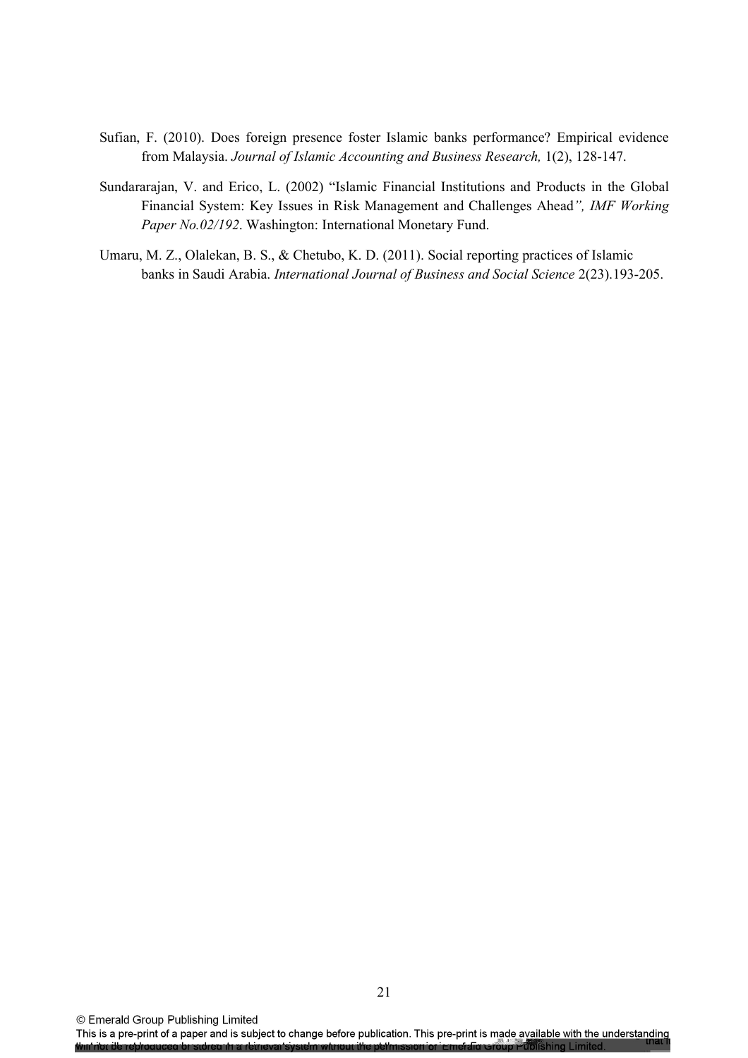Sufian, F. (2010). Does foreign presence foster Islamic banks performance? Empirical evidence from Malaysia. *Journal of Islamic Accounting and Business Research,* 1(2), 128-147.

Sundararajan, V. and Erico, L. (2002) "Islamic Financial Institutions and Products in the Global Financial System: Key Issues in Risk Management and Challenges Ahead*", IMF Working Paper No.02/192*. Washington: International Monetary Fund.

Umaru, M. Z., Olalekan, B. S., & Chetubo, K. D. (2011). Social reporting practices of Islamic banks in Saudi Arabia. *International Journal of Business and Social Science* 2(23).193-205.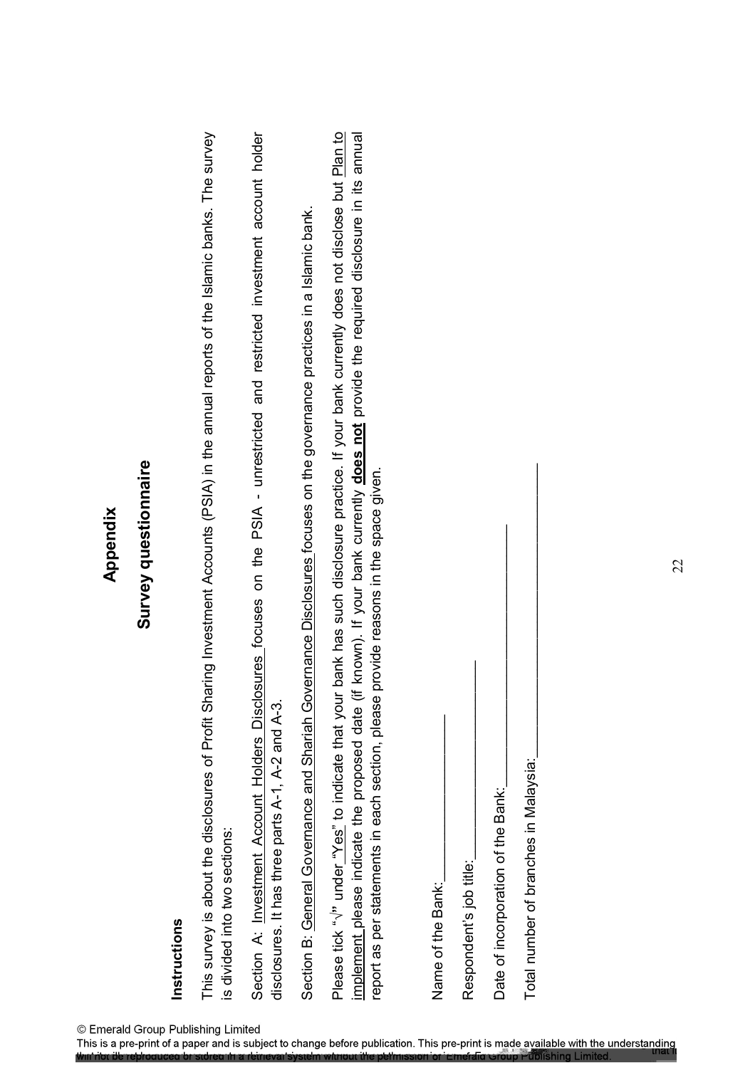# Appendix

## Survey questionnaire

**Instructions**

This survey is about the disclosures of Profit Sharing Investment Accounts (PSIA) in the annual reports of the Islamic banks. The survey is divided into two sections:

Section A: Investment Account Holders Disclosures focuses on the PSIA - unrestricted and restricted investment account holder disclosures. It has three parts A-1, A-2 and A-3.

Section B: General Governance and Shariah Governance Disclosures focuses on the governance practices in a Islamic bank.

Please tick "√" under "Yes" to indicate that your bank has such disclosure practice. If your bank currently does not disclose but Plan to implement please indicate the proposed date (if known). If your bank currently **does not** provide the required disclosure in its annual report as per statements in each section, please provide reasons in the space given.

Name of the Bank:\_\_\_\_\_\_\_\_\_\_\_\_\_\_\_\_\_\_\_\_\_\_\_\_\_\_\_\_\_\_\_\_

Respondent's job title:\_\_\_\_\_\_\_\_\_\_\_\_\_\_\_\_\_\_\_\_\_\_\_\_\_\_\_\_\_\_\_\_

Date of incorporation of the Bank:\_\_\_\_\_\_\_\_\_\_\_\_\_\_\_\_\_\_\_\_\_\_\_\_\_\_\_\_\_\_\_\_

Total number of branches in Malaysia:\_\_\_\_\_\_\_\_\_\_\_\_\_\_\_\_\_\_\_\_\_\_\_\_\_\_\_\_\_\_\_\_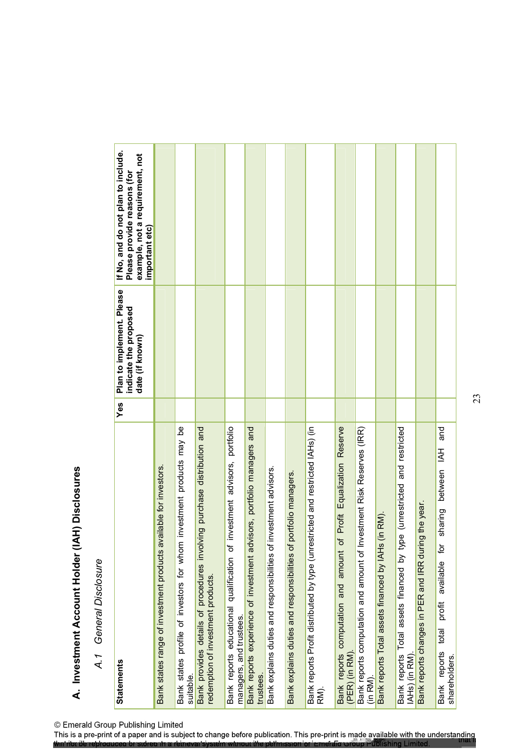## A. Investment Account Holder (IAH) Disclosures

### *A.1 General Disclosure*

| Statements | Yes | Plan to implement. Please indicate the proposed date (if known) | If No, and do not plan to include. Please provide reasons (for example, not a requirement, not important etc) |
|---|---|---|---|
| Bank states range of investment products available for investors. | | | |
| Bank states profile of investors for whom investment products may be suitable. | | | |
| Bank provides details of procedures involving purchase distribution and redemption of investment products. | | | |
| Bank reports educational qualification of investment advisors, portfolio managers, and trustees. | | | |
| Bank reports experience of investment advisors, portfolio managers and trustees. | | | |
| Bank explains duties and responsibilities of investment advisors. | | | |
| Bank explains duties and responsibilities of portfolio managers. | | | |
| Bank reports Profit distributed by type (unrestricted and restricted IAHs) (in RM). | | | |
| Bank reports computation and amount of Profit Equalization Reserve (PER) (in RM). | | | |
| Bank reports computation and amount of Investment Risk Reserves (IRR) (in RM). | | | |
| Bank reports Total assets financed by IAHs (in RM). | | | |
| Bank reports Total assets financed by type (unrestricted and restricted IAHs) (in RM). | | | |
| Bank reports changes in PER and IRR during the year. | | | |
| Bank reports total profit available for sharing between IAH and shareholders. | | | |

© Emerald Group Publishing Limited
This is a pre-print of a paper and is subject to change before publication. This pre-print is made available with the understanding that it will not be reproduced or stored in a retrieval system without the permission of Emerald Group Publishing Limited.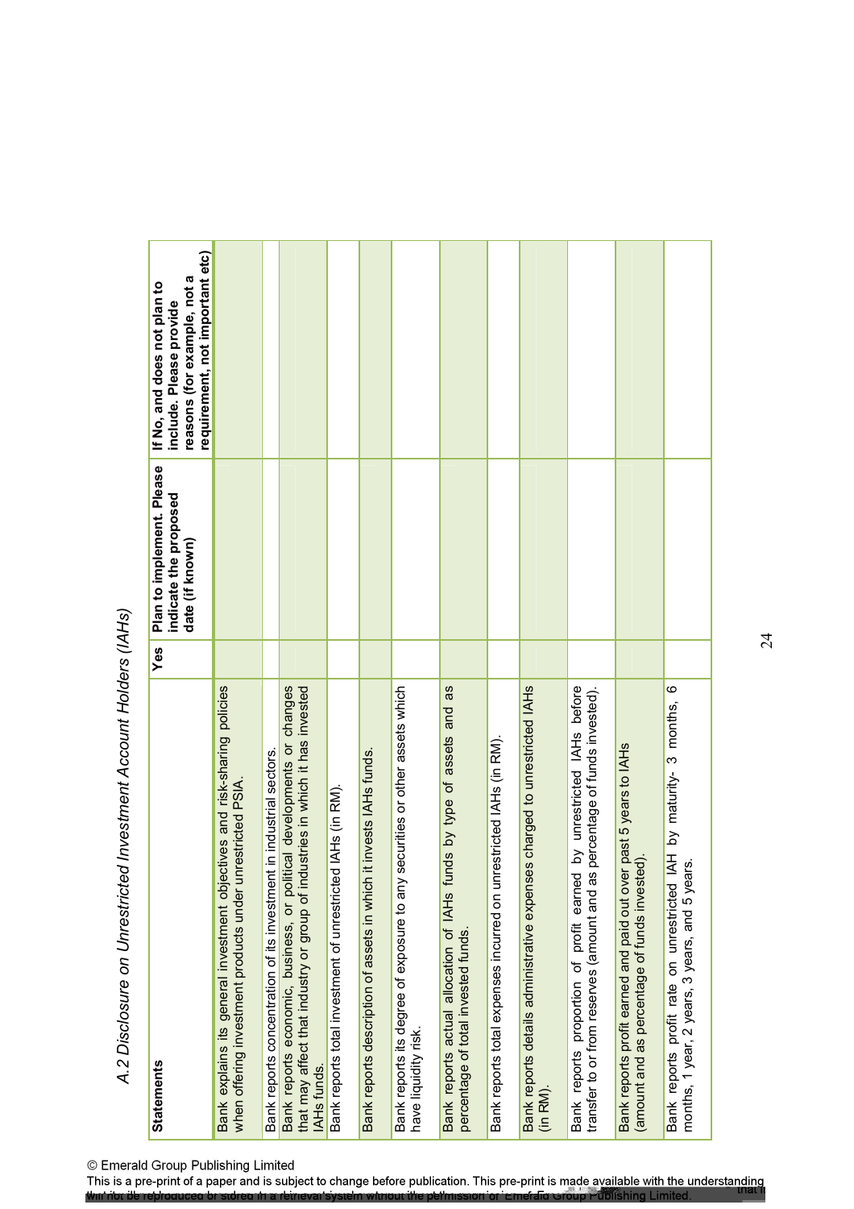*A.2 Disclosure on Unrestricted Investment Account Holders (IAHs)*

| Statements | Yes | Plan to implement. Please indicate the proposed date (if known) | If No, and does not plan to include. Please provide reasons (for example, not a requirement, not important etc) |
|---|---|---|---|
| Bank explains its general investment objectives and risk-sharing policies when offering investment products under unrestricted PSIA. | | | |
| Bank reports concentration of its investment in industrial sectors. | | | |
| Bank reports economic, business, or political developments or changes that may affect that industry or group of industries in which it has invested IAHs funds. | | | |
| Bank reports total investment of unrestricted IAHs (in RM). | | | |
| Bank reports description of assets in which it invests IAHs funds. | | | |
| Bank reports its degree of exposure to any securities or other assets which have liquidity risk. | | | |
| Bank reports actual allocation of IAHs funds by type of assets and as percentage of total invested funds. | | | |
| Bank reports total expenses incurred on unrestricted IAHs (in RM). | | | |
| Bank reports details administrative expenses charged to unrestricted IAHs (in RM). | | | |
| Bank reports proportion of profit earned by unrestricted IAHs before transfer to or from reserves (amount and as percentage of funds invested). | | | |
| Bank reports profit earned and paid out over past 5 years to IAHs (amount and as percentage of funds invested). | | | |
| Bank reports profit rate on unrestricted IAH by maturity- 3 months, 6 months, 1 year, 2 years, 3 years, and 5 years. | | | |

© Emerald Group Publishing Limited

This is a pre-print of a paper and is subject to change before publication. This pre-print is made available with the understanding that it will not be reproduced or stored in a retrieval system without the permission of Emerald Group Publishing Limited.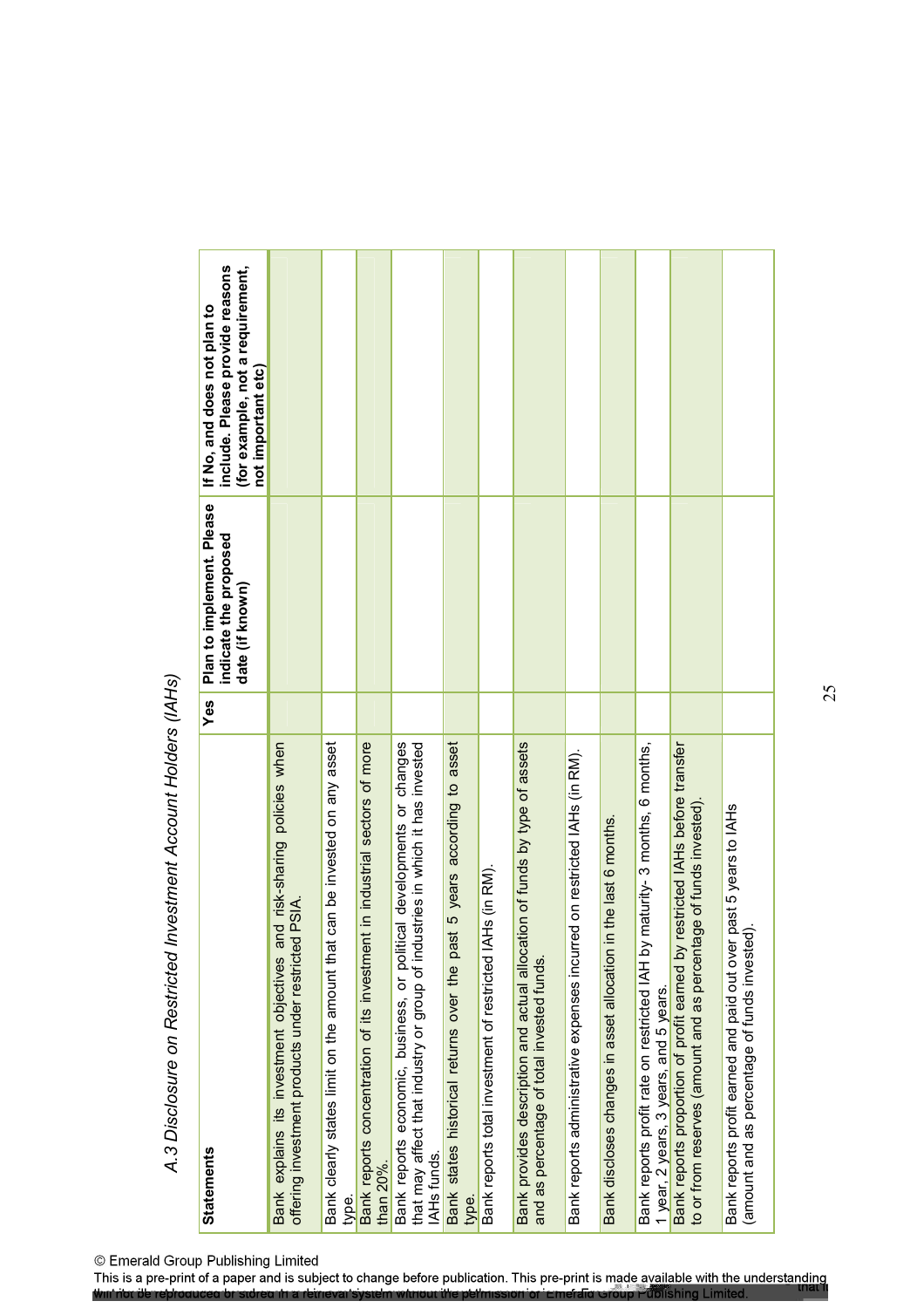*A.3 Disclosure on Restricted Investment Account Holders (IAHs)*

| Statements | Yes | Plan to implement. Please indicate the proposed date (if known) | If No, and does not plan to include. Please provide reasons (for example, not a requirement, not important etc) |
|---|---|---|---|
| Bank explains its investment objectives and risk-sharing policies when offering investment products under restricted PSIA. | | | |
| Bank clearly states limit on the amount that can be invested on any asset type. | | | |
| Bank reports concentration of its investment in industrial sectors of more than 20%. | | | |
| Bank reports economic, business, or political developments or changes that may affect that industry or group of industries in which it has invested IAHs funds. | | | |
| Bank states historical returns over the past 5 years according to asset type. | | | |
| Bank reports total investment of restricted IAHs (in RM). | | | |
| Bank provides description and actual allocation of funds by type of assets and as percentage of total invested funds. | | | |
| Bank reports administrative expenses incurred on restricted IAHs (in RM). | | | |
| Bank discloses changes in asset allocation in the last 6 months. | | | |
| Bank reports profit rate on restricted IAH by maturity- 3 months, 6 months, 1 year, 2 years, 3 years, and 5 years. | | | |
| Bank reports proportion of profit earned by restricted IAHs before transfer to or from reserves (amount and as percentage of funds invested). | | | |
| Bank reports profit earned and paid out over past 5 years to IAHs (amount and as percentage of funds invested). | | | |

© Emerald Group Publishing Limited

This is a pre-print of a paper and is subject to change before publication. This pre-print is made available with the understanding that it will not be reproduced or stored in a retrieval system without the permission of Emerald Group Publishing Limited.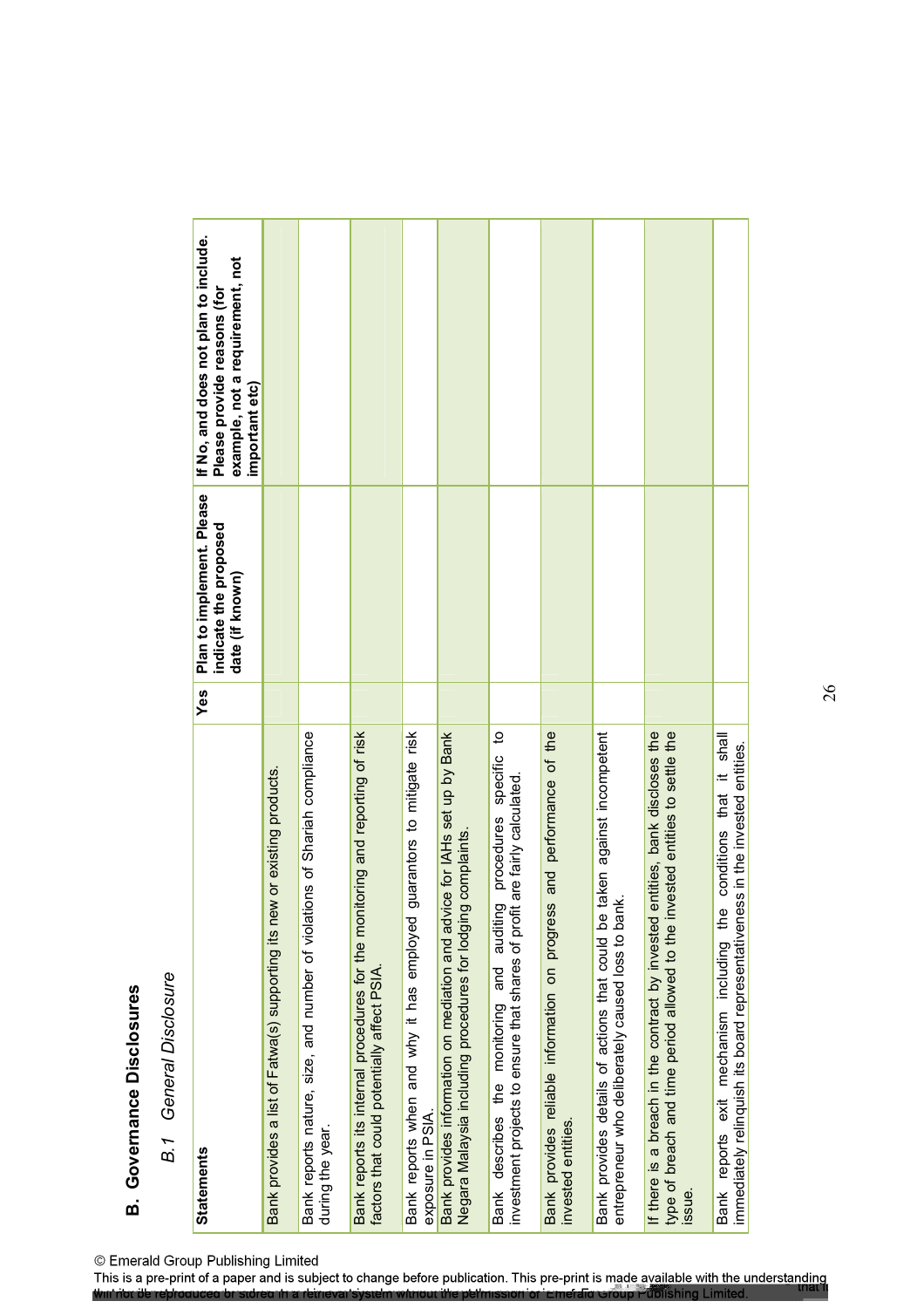## B. Governance Disclosures

### *B.1 General Disclosure*

| Statements | Yes | Plan to implement. Please indicate the proposed date (if known) | If No, and does not plan to include. Please provide reasons (for example, not a requirement, not important etc) |
|---|---|---|---|
| Bank provides a list of Fatwa(s) supporting its new or existing products. | | | |
| Bank reports nature, size, and number of violations of Shariah compliance during the year. | | | |
| Bank reports its internal procedures for the monitoring and reporting of risk factors that could potentially affect PSIA. | | | |
| Bank reports when and why it has employed guarantors to mitigate risk exposure in PSIA. | | | |
| Bank provides information on mediation and advice for IAHs set up by Bank Negara Malaysia including procedures for lodging complaints. | | | |
| Bank describes the monitoring and auditing procedures specific to investment projects to ensure that shares of profit are fairly calculated. | | | |
| Bank provides reliable information on progress and performance of the invested entities. | | | |
| Bank provides details of actions that could be taken against incompetent entrepreneur who deliberately caused loss to bank. | | | |
| If there is a breach in the contract by invested entities, bank discloses the type of breach and time period allowed to the invested entities to settle the issue. | | | |
| Bank reports exit mechanism including the conditions that it shall immediately relinquish its board representativeness in the invested entities. | | | |

© Emerald Group Publishing Limited

This is a pre-print of a paper and is subject to change before publication. This pre-print is made available with the understanding that it will not be reproduced or stored in a retrieval system without the permission of Emerald Group Publishing Limited.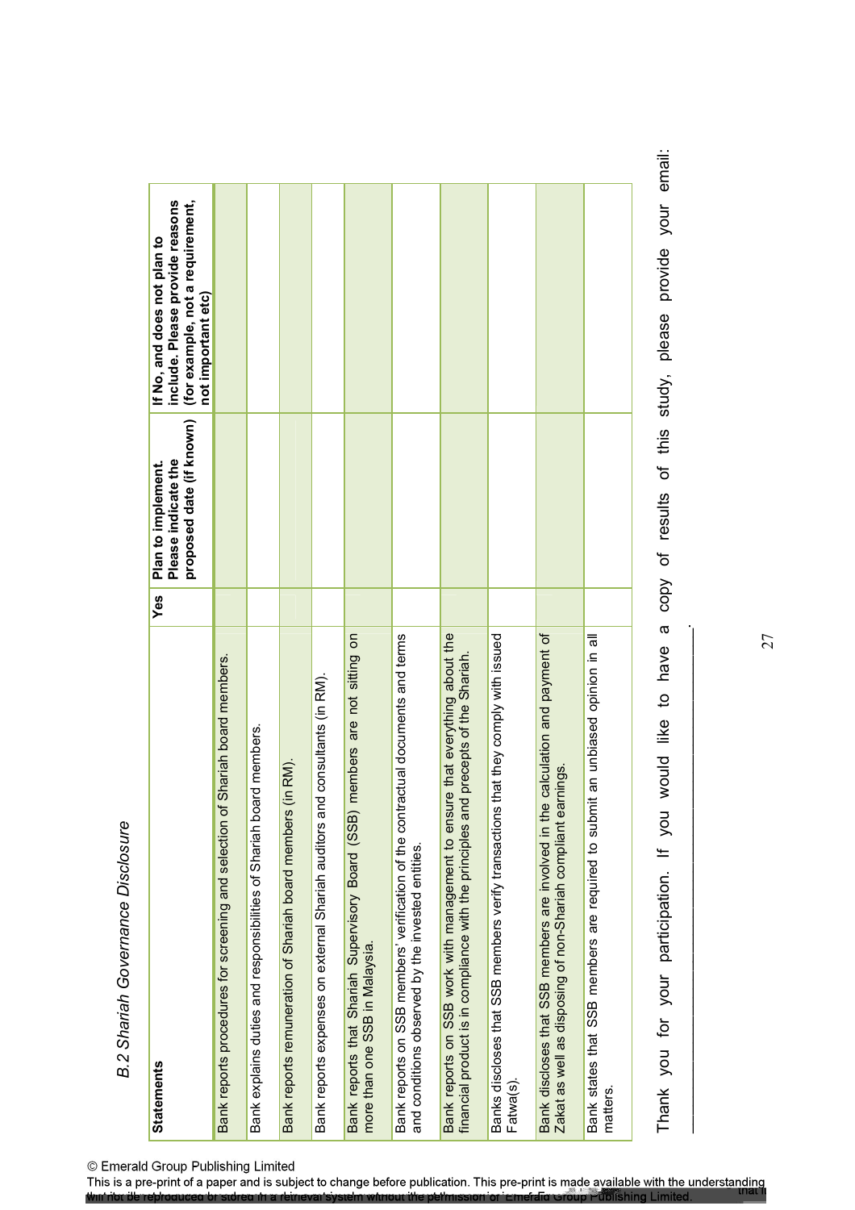*B.2 Shariah Governance Disclosure*

| Statements | Yes | Plan to implement. Please indicate the proposed date (if known) | If No, and does not plan to include. Please provide reasons (for example, not a requirement, not important etc) |
|---|---|---|---|
| Bank reports procedures for screening and selection of Shariah board members. | | | |
| Bank explains duties and responsibilities of Shariah board members. | | | |
| Bank reports remuneration of Shariah board members (in RM). | | | |
| Bank reports expenses on external Shariah auditors and consultants (in RM). | | | |
| Bank reports that Shariah Supervisory Board (SSB) members are not sitting on more than one SSB in Malaysia. | | | |
| Bank reports on SSB members' verification of the contractual documents and terms and conditions observed by the invested entities. | | | |
| Bank reports on SSB work with management to ensure that everything about the financial product is in compliance with the principles and precepts of the Shariah. | | | |
| Banks discloses that SSB members verify transactions that they comply with issued Fatwa(s). | | | |
| Bank discloses that SSB members are involved in the calculation and payment of Zakat as well as disposing of non-Shariah compliant earnings. | | | |
| Bank states that SSB members are required to submit an unbiased opinion in all matters. | | | |

Thank you for your participation. If you would like to have a copy of results of this study, please provide your email: ______________________________.

© Emerald Group Publishing Limited

This is a pre-print of a paper and is subject to change before publication. This pre-print is made available with the understanding that it will not be reproduced or stored in a retrieval system without the permission of Emerald Group Publishing Limited.